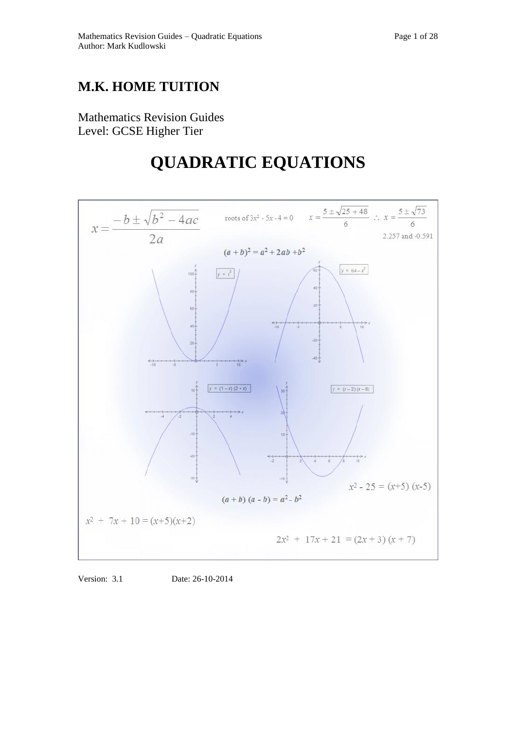# M.K. HOME TUITION

Mathematics Revision Guides
Level: GCSE Higher Tier

# QUADRATIC EQUATIONS

$$x = \frac{-b \pm \sqrt{b^2 - 4ac}}{2a}$$

roots of $3x^2 - 5x - 4 = 0$ $\quad x = \frac{5 \pm \sqrt{25+48}}{6} \; \therefore \; x = \frac{5 \pm \sqrt{73}}{6}$

2.257 and -0.591

$$(a+b)^2 = a^2 + 2ab + b^2$$

$y = x^2$

$y = 64 - x^2$

$y = (1-x)(2+x)$

$y = (x-2)(x-8)$

$x^2 - 25 = (x+5)(x-5)$

$$(a+b)(a-b) = a^2 - b^2$$

$x^2 + 7x + 10 = (x+5)(x+2)$

$2x^2 + 17x + 21 = (2x+3)(x+7)$

Version: 3.1 Date: 26-10-2014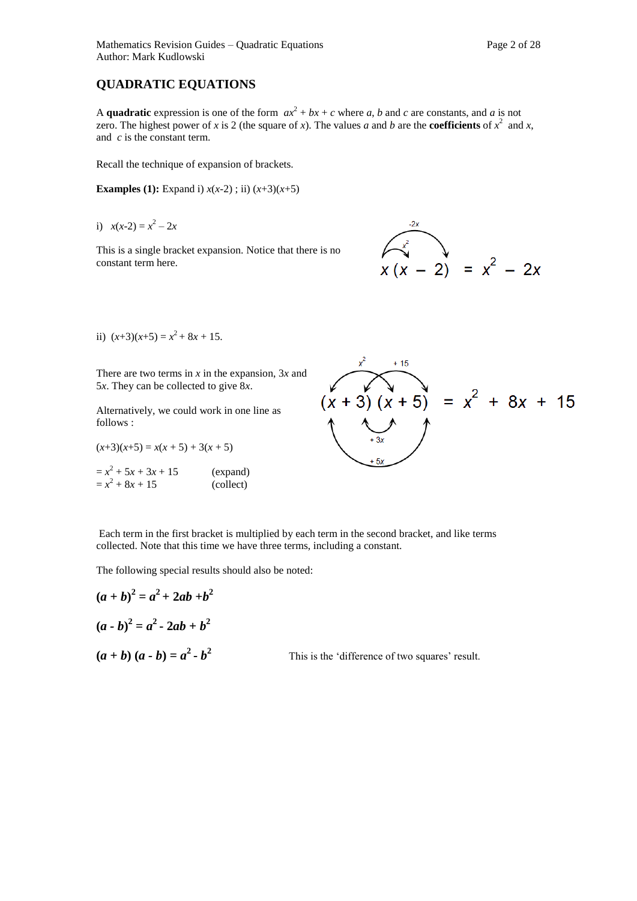## QUADRATIC EQUATIONS

A **quadratic** expression is one of the form $ax^2 + bx + c$ where $a$, $b$ and $c$ are constants, and $a$ is not zero. The highest power of $x$ is 2 (the square of $x$). The values $a$ and $b$ are the **coefficients** of $x^2$ and $x$, and $c$ is the constant term.

Recall the technique of expansion of brackets.

**Examples (1):** Expand i) $x(x-2)$ ; ii) $(x+3)(x+5)$

i) $x(x-2) = x^2 - 2x$

This is a single bracket expansion. Notice that there is no constant term here.

$$x(x - 2) = x^2 - 2x$$

ii) $(x+3)(x+5) = x^2 + 8x + 15$.

There are two terms in $x$ in the expansion, $3x$ and $5x$. They can be collected to give $8x$.

$$(x + 3)(x + 5) = x^2 + 8x + 15$$

Alternatively, we could work in one line as follows :

$(x+3)(x+5) = x(x + 5) + 3(x + 5)$

$= x^2 + 5x + 3x + 15$ (expand)
$= x^2 + 8x + 15$ (collect)

Each term in the first bracket is multiplied by each term in the second bracket, and like terms collected. Note that this time we have three terms, including a constant.

The following special results should also be noted:

$$\boldsymbol{(a + b)^2 = a^2 + 2ab + b^2}$$

$$\boldsymbol{(a - b)^2 = a^2 - 2ab + b^2}$$

$$\boldsymbol{(a + b)(a - b) = a^2 - b^2}$$

This is the 'difference of two squares' result.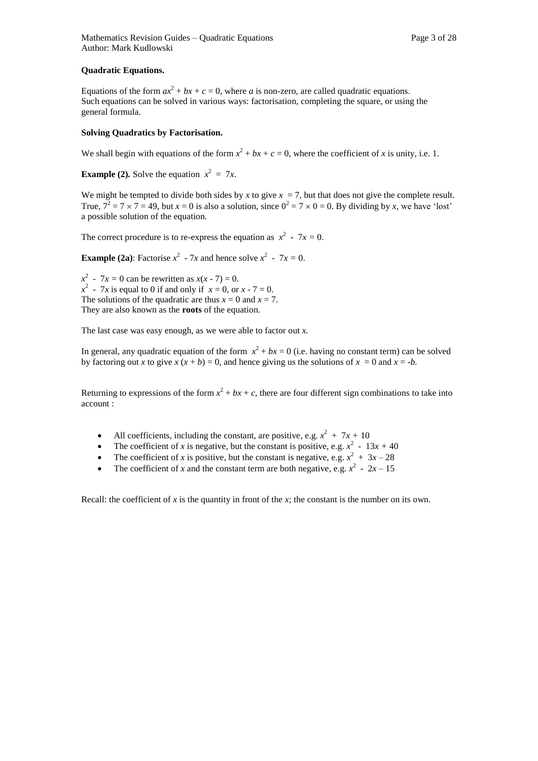**Quadratic Equations.**

Equations of the form $ax^2 + bx + c = 0$, where $a$ is non-zero, are called quadratic equations. Such equations can be solved in various ways: factorisation, completing the square, or using the general formula.

**Solving Quadratics by Factorisation.**

We shall begin with equations of the form $x^2 + bx + c = 0$, where the coefficient of $x$ is unity, i.e. 1.

**Example (2).** Solve the equation $x^2 = 7x$.

We might be tempted to divide both sides by $x$ to give $x = 7$, but that does not give the complete result. True, $7^2 = 7 \times 7 = 49$, but $x = 0$ is also a solution, since $0^2 = 7 \times 0 = 0$. By dividing by $x$, we have 'lost' a possible solution of the equation.

The correct procedure is to re-express the equation as $x^2 - 7x = 0$.

**Example (2a)**: Factorise $x^2 - 7x$ and hence solve $x^2 - 7x = 0$.

$x^2 - 7x = 0$ can be rewritten as $x(x - 7) = 0$.
$x^2 - 7x$ is equal to 0 if and only if $x = 0$, or $x - 7 = 0$.
The solutions of the quadratic are thus $x = 0$ and $x = 7$.
They are also known as the **roots** of the equation.

The last case was easy enough, as we were able to factor out $x$.

In general, any quadratic equation of the form $x^2 + bx = 0$ (i.e. having no constant term) can be solved by factoring out $x$ to give $x(x + b) = 0$, and hence giving us the solutions of $x = 0$ and $x = -b$.

Returning to expressions of the form $x^2 + bx + c$, there are four different sign combinations to take into account :

- All coefficients, including the constant, are positive, e.g. $x^2 + 7x + 10$
- The coefficient of $x$ is negative, but the constant is positive, e.g. $x^2 - 13x + 40$
- The coefficient of $x$ is positive, but the constant is negative, e.g. $x^2 + 3x - 28$
- The coefficient of $x$ and the constant term are both negative, e.g. $x^2 - 2x - 15$

Recall: the coefficient of $x$ is the quantity in front of the $x$; the constant is the number on its own.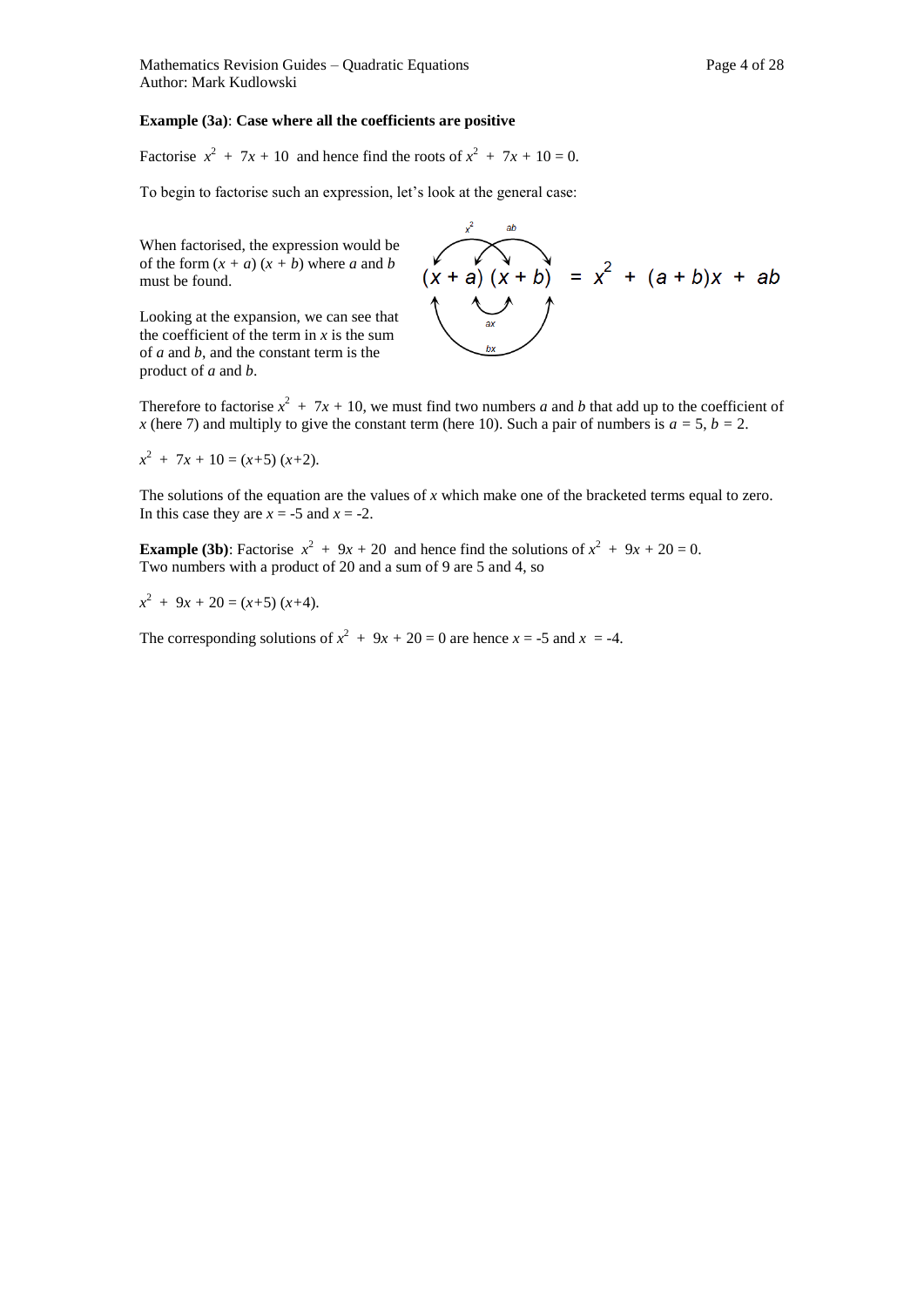**Example (3a)**: **Case where all the coefficients are positive**

Factorise $x^2 + 7x + 10$ and hence find the roots of $x^2 + 7x + 10 = 0$.

To begin to factorise such an expression, let's look at the general case:

When factorised, the expression would be of the form $(x + a)(x + b)$ where $a$ and $b$ must be found.

$$(x + a)(x + b) = x^2 + (a + b)x + ab$$

Looking at the expansion, we can see that the coefficient of the term in $x$ is the sum of $a$ and $b$, and the constant term is the product of $a$ and $b$.

Therefore to factorise $x^2 + 7x + 10$, we must find two numbers $a$ and $b$ that add up to the coefficient of $x$ (here 7) and multiply to give the constant term (here 10). Such a pair of numbers is $a = 5$, $b = 2$.

$x^2 + 7x + 10 = (x+5)(x+2)$.

The solutions of the equation are the values of $x$ which make one of the bracketed terms equal to zero. In this case they are $x = -5$ and $x = -2$.

**Example (3b)**: Factorise $x^2 + 9x + 20$ and hence find the solutions of $x^2 + 9x + 20 = 0$.
Two numbers with a product of 20 and a sum of 9 are 5 and 4, so

$x^2 + 9x + 20 = (x+5)(x+4)$.

The corresponding solutions of $x^2 + 9x + 20 = 0$ are hence $x = -5$ and $x = -4$.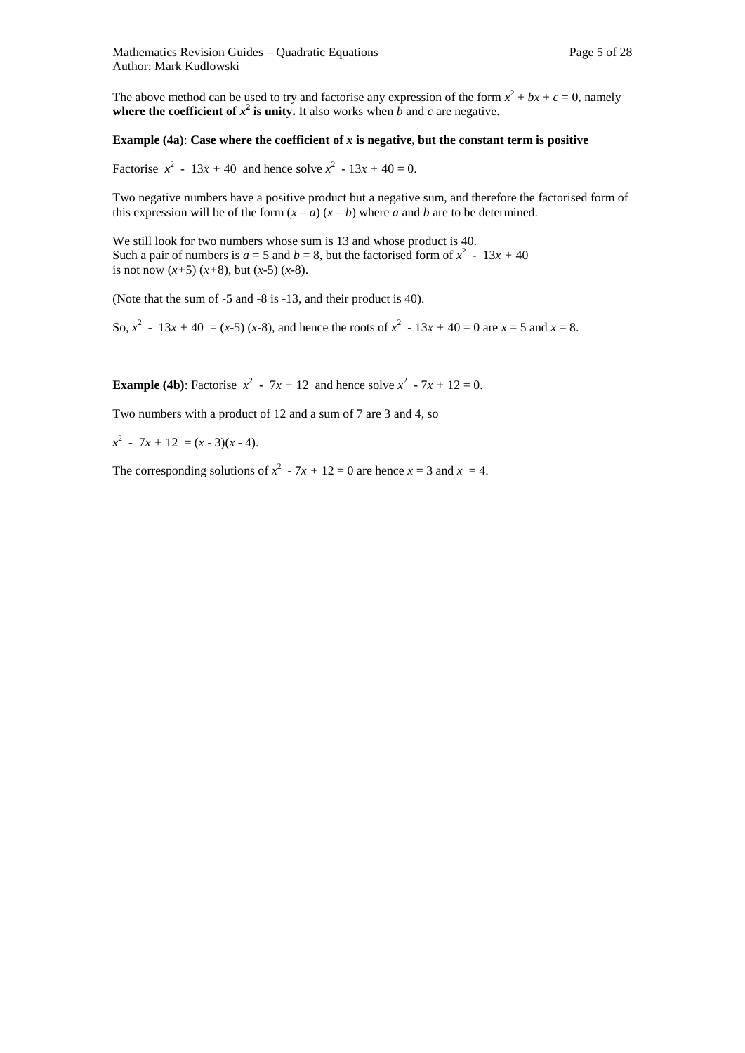The above method can be used to try and factorise any expression of the form $x^2 + bx + c = 0$, namely **where the coefficient of $x^2$ is unity.** It also works when $b$ and $c$ are negative.

**Example (4a)**: **Case where the coefficient of $x$ is negative, but the constant term is positive**

Factorise $x^2 - 13x + 40$ and hence solve $x^2 - 13x + 40 = 0$.

Two negative numbers have a positive product but a negative sum, and therefore the factorised form of this expression will be of the form $(x - a)(x - b)$ where $a$ and $b$ are to be determined.

We still look for two numbers whose sum is 13 and whose product is 40.
Such a pair of numbers is $a = 5$ and $b = 8$, but the factorised form of $x^2 - 13x + 40$ is not now $(x+5)(x+8)$, but $(x-5)(x-8)$.

(Note that the sum of -5 and -8 is -13, and their product is 40).

So, $x^2 - 13x + 40 = (x-5)(x-8)$, and hence the roots of $x^2 - 13x + 40 = 0$ are $x = 5$ and $x = 8$.

**Example (4b)**: Factorise $x^2 - 7x + 12$ and hence solve $x^2 - 7x + 12 = 0$.

Two numbers with a product of 12 and a sum of 7 are 3 and 4, so

$x^2 - 7x + 12 = (x - 3)(x - 4)$.

The corresponding solutions of $x^2 - 7x + 12 = 0$ are hence $x = 3$ and $x = 4$.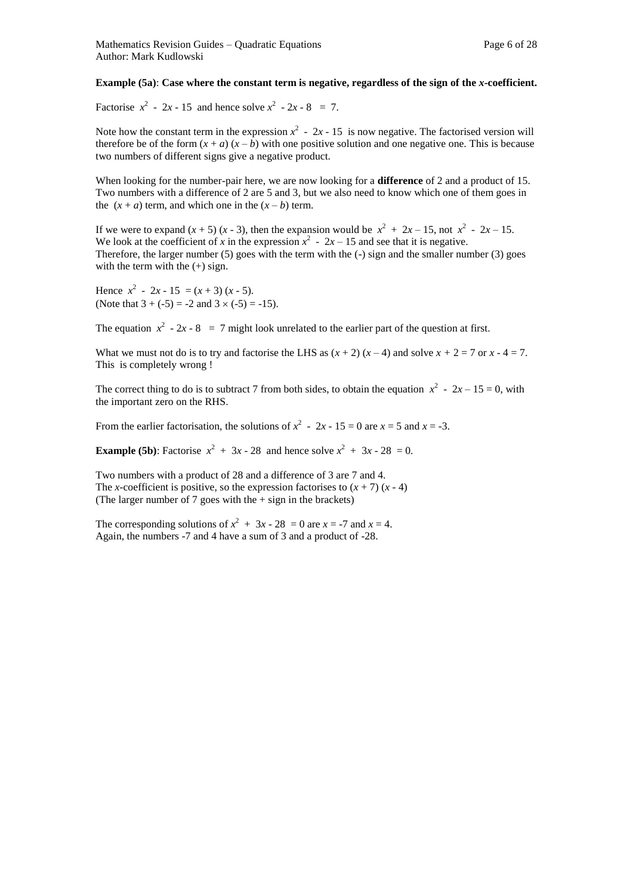**Example (5a)**: **Case where the constant term is negative, regardless of the sign of the $x$-coefficient.**

Factorise $x^2 - 2x - 15$ and hence solve $x^2 - 2x - 8 = 7$.

Note how the constant term in the expression $x^2 - 2x - 15$ is now negative. The factorised version will therefore be of the form $(x + a)(x - b)$ with one positive solution and one negative one. This is because two numbers of different signs give a negative product.

When looking for the number-pair here, we are now looking for a **difference** of 2 and a product of 15. Two numbers with a difference of 2 are 5 and 3, but we also need to know which one of them goes in the $(x + a)$ term, and which one in the $(x - b)$ term.

If we were to expand $(x + 5)(x - 3)$, then the expansion would be $x^2 + 2x - 15$, not $x^2 - 2x - 15$. We look at the coefficient of $x$ in the expression $x^2 - 2x - 15$ and see that it is negative. Therefore, the larger number (5) goes with the term with the (-) sign and the smaller number (3) goes with the term with the (+) sign.

Hence $x^2 - 2x - 15 = (x + 3)(x - 5)$.
(Note that $3 + (-5) = -2$ and $3 \times (-5) = -15$).

The equation $x^2 - 2x - 8 = 7$ might look unrelated to the earlier part of the question at first.

What we must not do is to try and factorise the LHS as $(x + 2)(x - 4)$ and solve $x + 2 = 7$ or $x - 4 = 7$. This is completely wrong !

The correct thing to do is to subtract 7 from both sides, to obtain the equation $x^2 - 2x - 15 = 0$, with the important zero on the RHS.

From the earlier factorisation, the solutions of $x^2 - 2x - 15 = 0$ are $x = 5$ and $x = -3$.

**Example (5b)**: Factorise $x^2 + 3x - 28$ and hence solve $x^2 + 3x - 28 = 0$.

Two numbers with a product of 28 and a difference of 3 are 7 and 4.
The $x$-coefficient is positive, so the expression factorises to $(x + 7)(x - 4)$
(The larger number of 7 goes with the + sign in the brackets)

The corresponding solutions of $x^2 + 3x - 28 = 0$ are $x = -7$ and $x = 4$.
Again, the numbers -7 and 4 have a sum of 3 and a product of -28.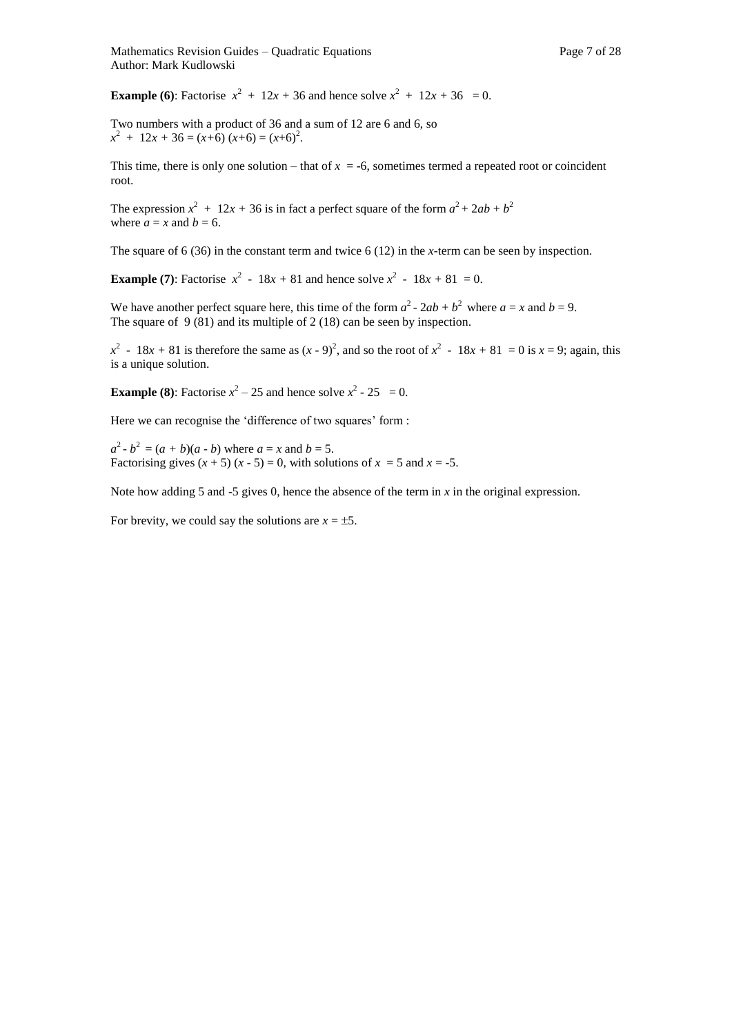**Example (6)**: Factorise $x^2 + 12x + 36$ and hence solve $x^2 + 12x + 36 = 0$.

Two numbers with a product of 36 and a sum of 12 are 6 and 6, so
$x^2 + 12x + 36 = (x+6)(x+6) = (x+6)^2$.

This time, there is only one solution – that of $x = -6$, sometimes termed a repeated root or coincident root.

The expression $x^2 + 12x + 36$ is in fact a perfect square of the form $a^2 + 2ab + b^2$ where $a = x$ and $b = 6$.

The square of 6 (36) in the constant term and twice 6 (12) in the $x$-term can be seen by inspection.

**Example (7)**: Factorise $x^2 - 18x + 81$ and hence solve $x^2 - 18x + 81 = 0$.

We have another perfect square here, this time of the form $a^2 - 2ab + b^2$ where $a = x$ and $b = 9$.
The square of 9 (81) and its multiple of 2 (18) can be seen by inspection.

$x^2 - 18x + 81$ is therefore the same as $(x - 9)^2$, and so the root of $x^2 - 18x + 81 = 0$ is $x = 9$; again, this is a unique solution.

**Example (8)**: Factorise $x^2 – 25$ and hence solve $x^2 - 25 = 0$.

Here we can recognise the 'difference of two squares' form :

$a^2 - b^2 = (a + b)(a - b)$ where $a = x$ and $b = 5$.
Factorising gives $(x + 5)(x - 5) = 0$, with solutions of $x = 5$ and $x = -5$.

Note how adding 5 and -5 gives 0, hence the absence of the term in $x$ in the original expression.

For brevity, we could say the solutions are $x = \pm 5$.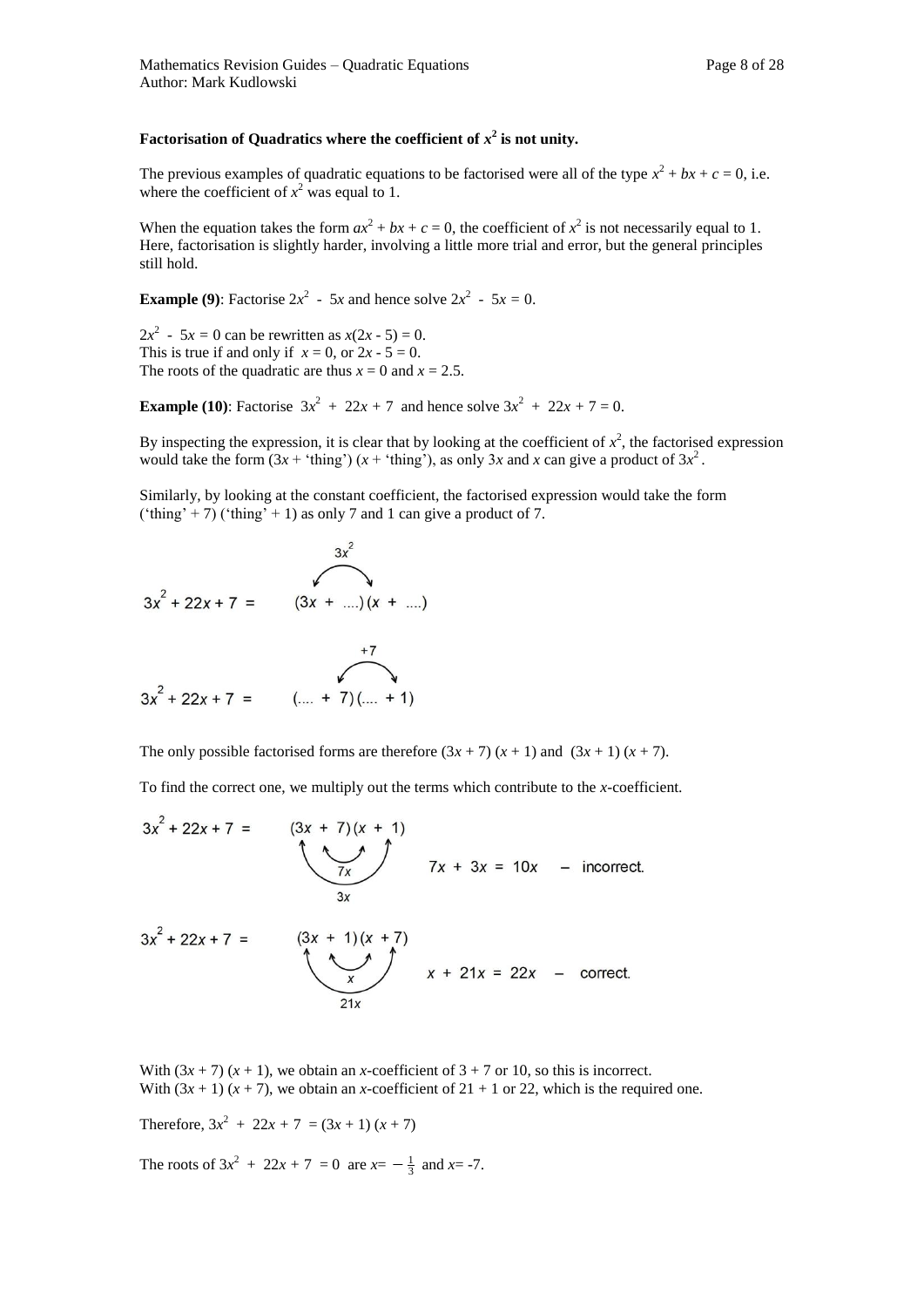### Factorisation of Quadratics where the coefficient of $x^2$ is not unity.

The previous examples of quadratic equations to be factorised were all of the type $x^2 + bx + c = 0$, i.e. where the coefficient of $x^2$ was equal to 1.

When the equation takes the form $ax^2 + bx + c = 0$, the coefficient of $x^2$ is not necessarily equal to 1. Here, factorisation is slightly harder, involving a little more trial and error, but the general principles still hold.

**Example (9)**: Factorise $2x^2 - 5x$ and hence solve $2x^2 - 5x = 0$.

$2x^2 - 5x = 0$ can be rewritten as $x(2x - 5) = 0$.
This is true if and only if $x = 0$, or $2x - 5 = 0$.
The roots of the quadratic are thus $x = 0$ and $x = 2.5$.

**Example (10)**: Factorise $3x^2 + 22x + 7$ and hence solve $3x^2 + 22x + 7 = 0$.

By inspecting the expression, it is clear that by looking at the coefficient of $x^2$, the factorised expression would take the form $(3x +$ 'thing'$)$ $(x +$ 'thing'$)$, as only $3x$ and $x$ can give a product of $3x^2$.

Similarly, by looking at the constant coefficient, the factorised expression would take the form ('thing' $+ 7$) ('thing' $+ 1$) as only 7 and 1 can give a product of 7.

$$3x^2 + 22x + 7 = (3x + \ldots)(x + \ldots) \quad \text{(product } 3x^2\text{)}$$

$$3x^2 + 22x + 7 = (\ldots + 7)(\ldots + 1) \quad \text{(product } +7\text{)}$$

The only possible factorised forms are therefore $(3x + 7)(x + 1)$ and $(3x + 1)(x + 7)$.

To find the correct one, we multiply out the terms which contribute to the $x$-coefficient.

$$3x^2 + 22x + 7 = (3x + 7)(x + 1) \qquad 7x + 3x = 10x \quad - \text{ incorrect.}$$

$$3x^2 + 22x + 7 = (3x + 1)(x + 7) \qquad x + 21x = 22x \quad - \text{ correct.}$$

With $(3x + 7)(x + 1)$, we obtain an $x$-coefficient of $3 + 7$ or 10, so this is incorrect.
With $(3x + 1)(x + 7)$, we obtain an $x$-coefficient of $21 + 1$ or 22, which is the required one.

Therefore, $3x^2 + 22x + 7 = (3x + 1)(x + 7)$

The roots of $3x^2 + 22x + 7 = 0$ are $x = -\frac{1}{3}$ and $x = -7$.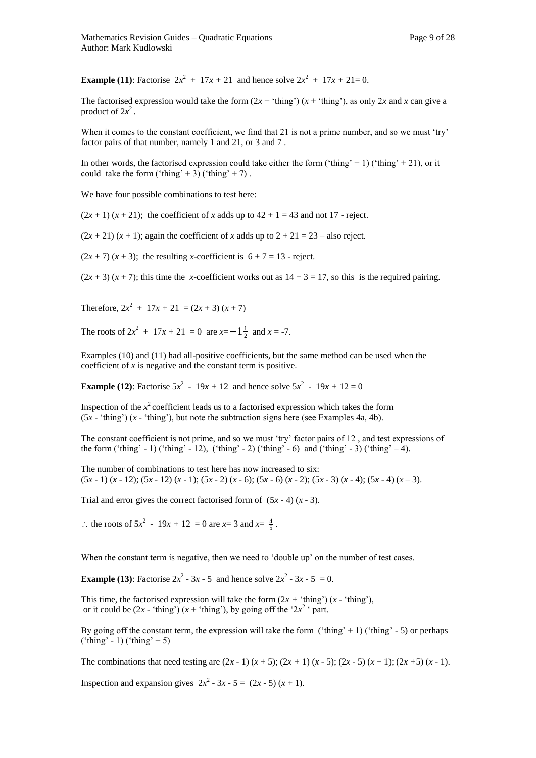**Example (11)**: Factorise $2x^2 + 17x + 21$ and hence solve $2x^2 + 17x + 21 = 0$.

The factorised expression would take the form $(2x + \text{'thing'})\,(x + \text{'thing'})$, as only $2x$ and $x$ can give a product of $2x^2$.

When it comes to the constant coefficient, we find that 21 is not a prime number, and so we must 'try' factor pairs of that number, namely 1 and 21, or 3 and 7 .

In other words, the factorised expression could take either the form ('thing' + 1) ('thing' + 21), or it could take the form ('thing' + 3) ('thing' + 7) .

We have four possible combinations to test here:

$(2x + 1)(x + 21)$; the coefficient of $x$ adds up to $42 + 1 = 43$ and not 17 - reject.

$(2x + 21)(x + 1)$; again the coefficient of $x$ adds up to $2 + 21 = 23$ – also reject.

$(2x + 7)(x + 3)$; the resulting $x$-coefficient is $6 + 7 = 13$ - reject.

$(2x + 3)(x + 7)$; this time the $x$-coefficient works out as $14 + 3 = 17$, so this is the required pairing.

Therefore, $2x^2 + 17x + 21 = (2x + 3)(x + 7)$

The roots of $2x^2 + 17x + 21 = 0$ are $x = -1\frac{1}{2}$ and $x = -7$.

Examples (10) and (11) had all-positive coefficients, but the same method can be used when the coefficient of $x$ is negative and the constant term is positive.

**Example (12)**: Factorise $5x^2 - 19x + 12$ and hence solve $5x^2 - 19x + 12 = 0$

Inspection of the $x^2$ coefficient leads us to a factorised expression which takes the form $(5x - \text{'thing'})\,(x - \text{'thing'})$, but note the subtraction signs here (see Examples 4a, 4b).

The constant coefficient is not prime, and so we must 'try' factor pairs of 12 , and test expressions of the form ('thing' - 1) ('thing' - 12), ('thing' - 2) ('thing' - 6) and ('thing' - 3) ('thing' – 4).

The number of combinations to test here has now increased to six:
$(5x - 1)(x - 12)$; $(5x - 12)(x - 1)$; $(5x - 2)(x - 6)$; $(5x - 6)(x - 2)$; $(5x - 3)(x - 4)$; $(5x - 4)(x - 3)$.

Trial and error gives the correct factorised form of $(5x - 4)(x - 3)$.

$\therefore$ the roots of $5x^2 - 19x + 12 = 0$ are $x = 3$ and $x = \frac{4}{5}$.

When the constant term is negative, then we need to 'double up' on the number of test cases.

**Example (13)**: Factorise $2x^2 - 3x - 5$ and hence solve $2x^2 - 3x - 5 = 0$.

This time, the factorised expression will take the form $(2x + \text{'thing'})\,(x - \text{'thing'})$, or it could be $(2x - \text{'thing'})\,(x + \text{'thing'})$, by going off the '$2x^2$' part.

By going off the constant term, the expression will take the form ('thing' + 1) ('thing' - 5) or perhaps ('thing' - 1) ('thing' + 5)

The combinations that need testing are $(2x - 1)(x + 5)$; $(2x + 1)(x - 5)$; $(2x - 5)(x + 1)$; $(2x + 5)(x - 1)$.

Inspection and expansion gives $2x^2 - 3x - 5 = (2x - 5)(x + 1)$.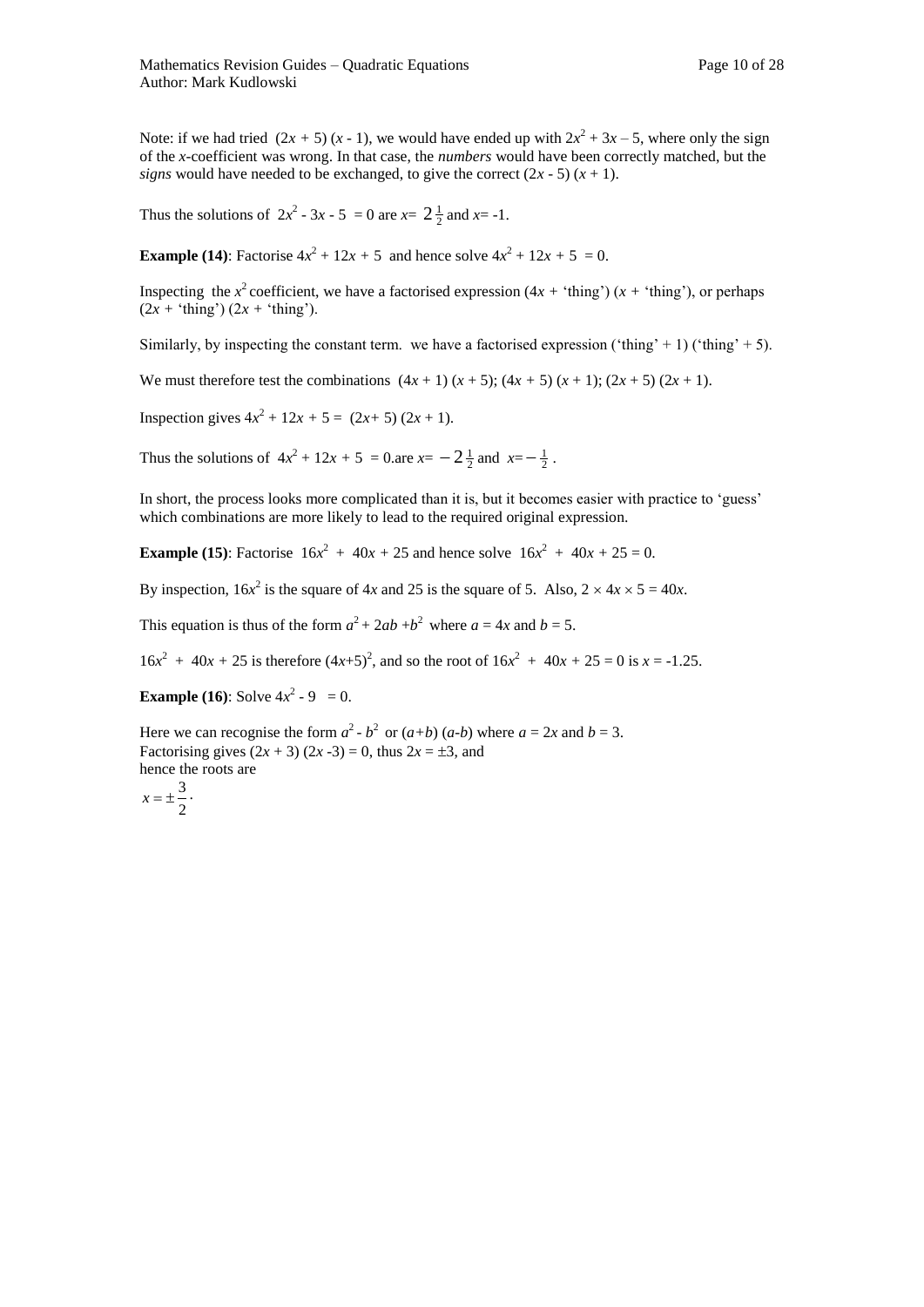Note: if we had tried $(2x + 5)(x - 1)$, we would have ended up with $2x^2 + 3x – 5$, where only the sign of the $x$-coefficient was wrong. In that case, the *numbers* would have been correctly matched, but the *signs* would have needed to be exchanged, to give the correct $(2x - 5)(x + 1)$.

Thus the solutions of $2x^2 - 3x - 5 = 0$ are $x = 2\frac{1}{2}$ and $x = -1$.

**Example (14)**: Factorise $4x^2 + 12x + 5$ and hence solve $4x^2 + 12x + 5 = 0$.

Inspecting the $x^2$ coefficient, we have a factorised expression $(4x + \text{'thing'})(x + \text{'thing'})$, or perhaps $(2x + \text{'thing'})(2x + \text{'thing'})$.

Similarly, by inspecting the constant term. we have a factorised expression $(\text{'thing'} + 1)(\text{'thing'} + 5)$.

We must therefore test the combinations $(4x + 1)(x + 5)$; $(4x + 5)(x + 1)$; $(2x + 5)(2x + 1)$.

Inspection gives $4x^2 + 12x + 5 = (2x + 5)(2x + 1)$.

Thus the solutions of $4x^2 + 12x + 5 = 0$.are $x = -2\frac{1}{2}$ and $x = -\frac{1}{2}$.

In short, the process looks more complicated than it is, but it becomes easier with practice to 'guess' which combinations are more likely to lead to the required original expression.

**Example (15)**: Factorise $16x^2 + 40x + 25$ and hence solve $16x^2 + 40x + 25 = 0$.

By inspection, $16x^2$ is the square of $4x$ and 25 is the square of 5. Also, $2 \times 4x \times 5 = 40x$.

This equation is thus of the form $a^2 + 2ab + b^2$ where $a = 4x$ and $b = 5$.

$16x^2 + 40x + 25$ is therefore $(4x+5)^2$, and so the root of $16x^2 + 40x + 25 = 0$ is $x = -1.25$.

**Example (16)**: Solve $4x^2 - 9 = 0$.

Here we can recognise the form $a^2 - b^2$ or $(a+b)(a-b)$ where $a = 2x$ and $b = 3$.
Factorising gives $(2x + 3)(2x - 3) = 0$, thus $2x = \pm 3$, and
hence the roots are

$$x = \pm \frac{3}{2}.$$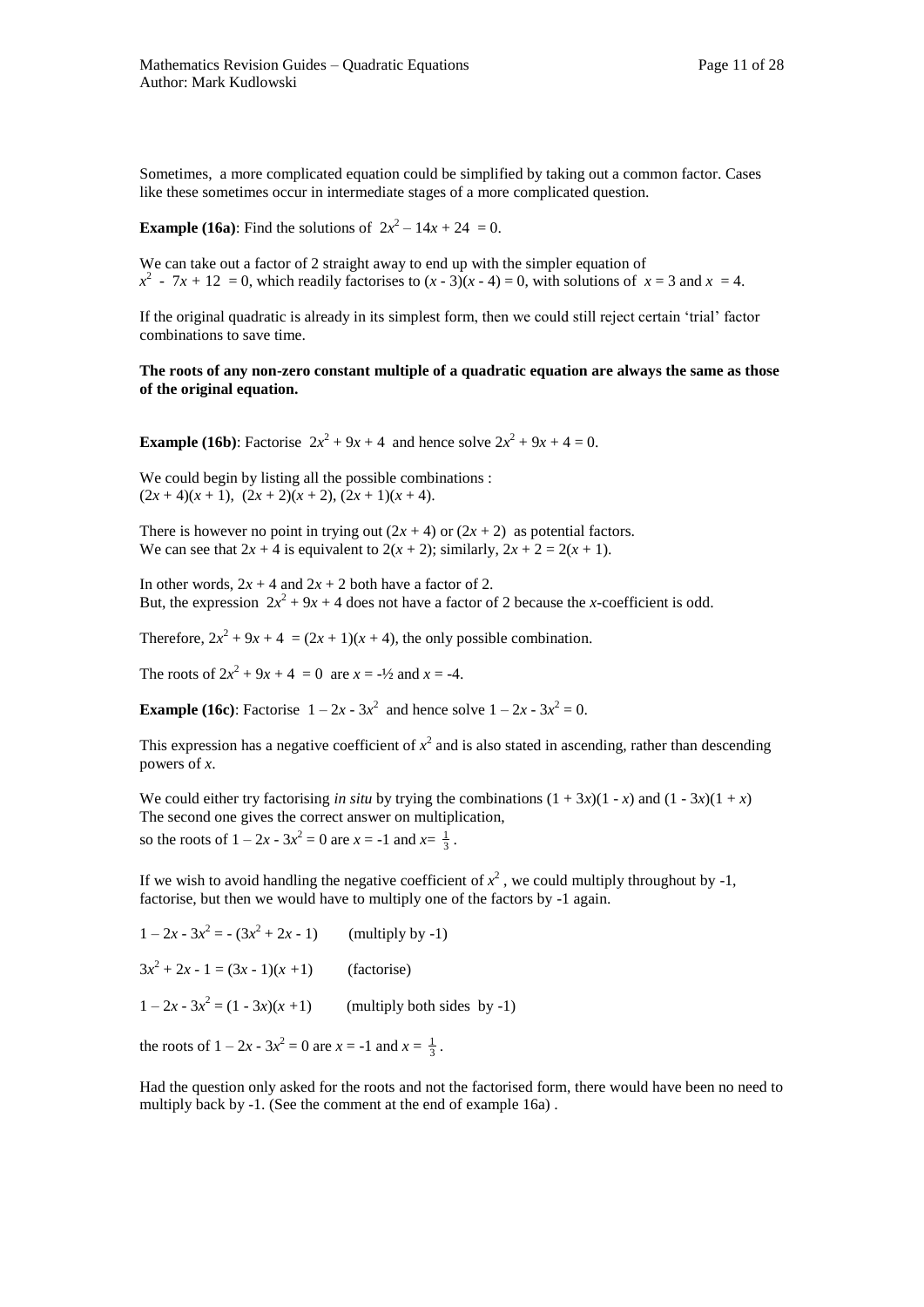Sometimes, a more complicated equation could be simplified by taking out a common factor. Cases like these sometimes occur in intermediate stages of a more complicated question.

**Example (16a)**: Find the solutions of $2x^2 - 14x + 24 = 0$.

We can take out a factor of 2 straight away to end up with the simpler equation of $x^2 - 7x + 12 = 0$, which readily factorises to $(x - 3)(x - 4) = 0$, with solutions of $x = 3$ and $x = 4$.

If the original quadratic is already in its simplest form, then we could still reject certain 'trial' factor combinations to save time.

**The roots of any non-zero constant multiple of a quadratic equation are always the same as those of the original equation.**

**Example (16b)**: Factorise $2x^2 + 9x + 4$ and hence solve $2x^2 + 9x + 4 = 0$.

We could begin by listing all the possible combinations :
$(2x + 4)(x + 1)$, $(2x + 2)(x + 2)$, $(2x + 1)(x + 4)$.

There is however no point in trying out $(2x + 4)$ or $(2x + 2)$ as potential factors.
We can see that $2x + 4$ is equivalent to $2(x + 2)$; similarly, $2x + 2 = 2(x + 1)$.

In other words, $2x + 4$ and $2x + 2$ both have a factor of 2.
But, the expression $2x^2 + 9x + 4$ does not have a factor of 2 because the *x*-coefficient is odd.

Therefore, $2x^2 + 9x + 4 = (2x + 1)(x + 4)$, the only possible combination.

The roots of $2x^2 + 9x + 4 = 0$ are $x = -\frac{1}{2}$ and $x = -4$.

**Example (16c)**: Factorise $1 - 2x - 3x^2$ and hence solve $1 - 2x - 3x^2 = 0$.

This expression has a negative coefficient of $x^2$ and is also stated in ascending, rather than descending powers of *x*.

We could either try factorising *in situ* by trying the combinations $(1 + 3x)(1 - x)$ and $(1 - 3x)(1 + x)$
The second one gives the correct answer on multiplication,
so the roots of $1 - 2x - 3x^2 = 0$ are $x = -1$ and $x = \frac{1}{3}$.

If we wish to avoid handling the negative coefficient of $x^2$, we could multiply throughout by -1, factorise, but then we would have to multiply one of the factors by -1 again.

$1 - 2x - 3x^2 = -(3x^2 + 2x - 1)$ (multiply by -1)

$3x^2 + 2x - 1 = (3x - 1)(x + 1)$ (factorise)

$1 - 2x - 3x^2 = (1 - 3x)(x + 1)$ (multiply both sides by -1)

the roots of $1 - 2x - 3x^2 = 0$ are $x = -1$ and $x = \frac{1}{3}$.

Had the question only asked for the roots and not the factorised form, there would have been no need to multiply back by -1. (See the comment at the end of example 16a) .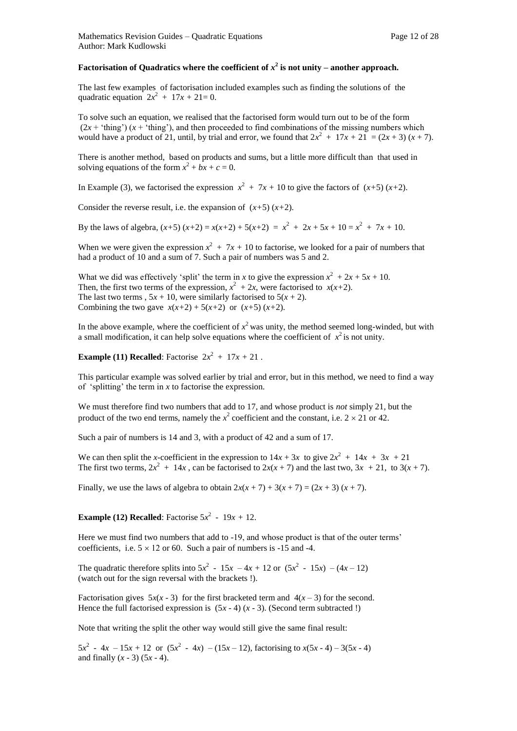## Factorisation of Quadratics where the coefficient of $x^2$ is not unity – another approach.

The last few examples of factorisation included examples such as finding the solutions of the quadratic equation $2x^2 + 17x + 21 = 0$.

To solve such an equation, we realised that the factorised form would turn out to be of the form $(2x + \text{'thing'})(x + \text{'thing'})$, and then proceeded to find combinations of the missing numbers which would have a product of 21, until, by trial and error, we found that $2x^2 + 17x + 21 = (2x + 3)(x + 7)$.

There is another method, based on products and sums, but a little more difficult than that used in solving equations of the form $x^2 + bx + c = 0$.

In Example (3), we factorised the expression $x^2 + 7x + 10$ to give the factors of $(x+5)(x+2)$.

Consider the reverse result, i.e. the expansion of $(x+5)(x+2)$.

By the laws of algebra, $(x+5)(x+2) = x(x+2) + 5(x+2) = x^2 + 2x + 5x + 10 = x^2 + 7x + 10$.

When we were given the expression $x^2 + 7x + 10$ to factorise, we looked for a pair of numbers that had a product of 10 and a sum of 7. Such a pair of numbers was 5 and 2.

What we did was effectively 'split' the term in $x$ to give the expression $x^2 + 2x + 5x + 10$.
Then, the first two terms of the expression, $x^2 + 2x$, were factorised to $x(x+2)$.
The last two terms, $5x + 10$, were similarly factorised to $5(x + 2)$.
Combining the two gave $x(x+2) + 5(x+2)$ or $(x+5)(x+2)$.

In the above example, where the coefficient of $x^2$ was unity, the method seemed long-winded, but with a small modification, it can help solve equations where the coefficient of $x^2$ is not unity.

**Example (11) Recalled**: Factorise $2x^2 + 17x + 21$.

This particular example was solved earlier by trial and error, but in this method, we need to find a way of 'splitting' the term in $x$ to factorise the expression.

We must therefore find two numbers that add to 17, and whose product is *not* simply 21, but the product of the two end terms, namely the $x^2$ coefficient and the constant, i.e. $2 \times 21$ or 42.

Such a pair of numbers is 14 and 3, with a product of 42 and a sum of 17.

We can then split the $x$-coefficient in the expression to $14x + 3x$ to give $2x^2 + 14x + 3x + 21$
The first two terms, $2x^2 + 14x$, can be factorised to $2x(x + 7)$ and the last two, $3x + 21$, to $3(x + 7)$.

Finally, we use the laws of algebra to obtain $2x(x + 7) + 3(x + 7) = (2x + 3)(x + 7)$.

**Example (12) Recalled**: Factorise $5x^2 - 19x + 12$.

Here we must find two numbers that add to -19, and whose product is that of the outer terms' coefficients, i.e. $5 \times 12$ or 60. Such a pair of numbers is -15 and -4.

The quadratic therefore splits into $5x^2 - 15x - 4x + 12$ or $(5x^2 - 15x) - (4x - 12)$
(watch out for the sign reversal with the brackets !).

Factorisation gives $5x(x - 3)$ for the first bracketed term and $4(x - 3)$ for the second.
Hence the full factorised expression is $(5x - 4)(x - 3)$. (Second term subtracted !)

Note that writing the split the other way would still give the same final result:

$5x^2 - 4x - 15x + 12$ or $(5x^2 - 4x) - (15x - 12)$, factorising to $x(5x - 4) - 3(5x - 4)$
and finally $(x - 3)(5x - 4)$.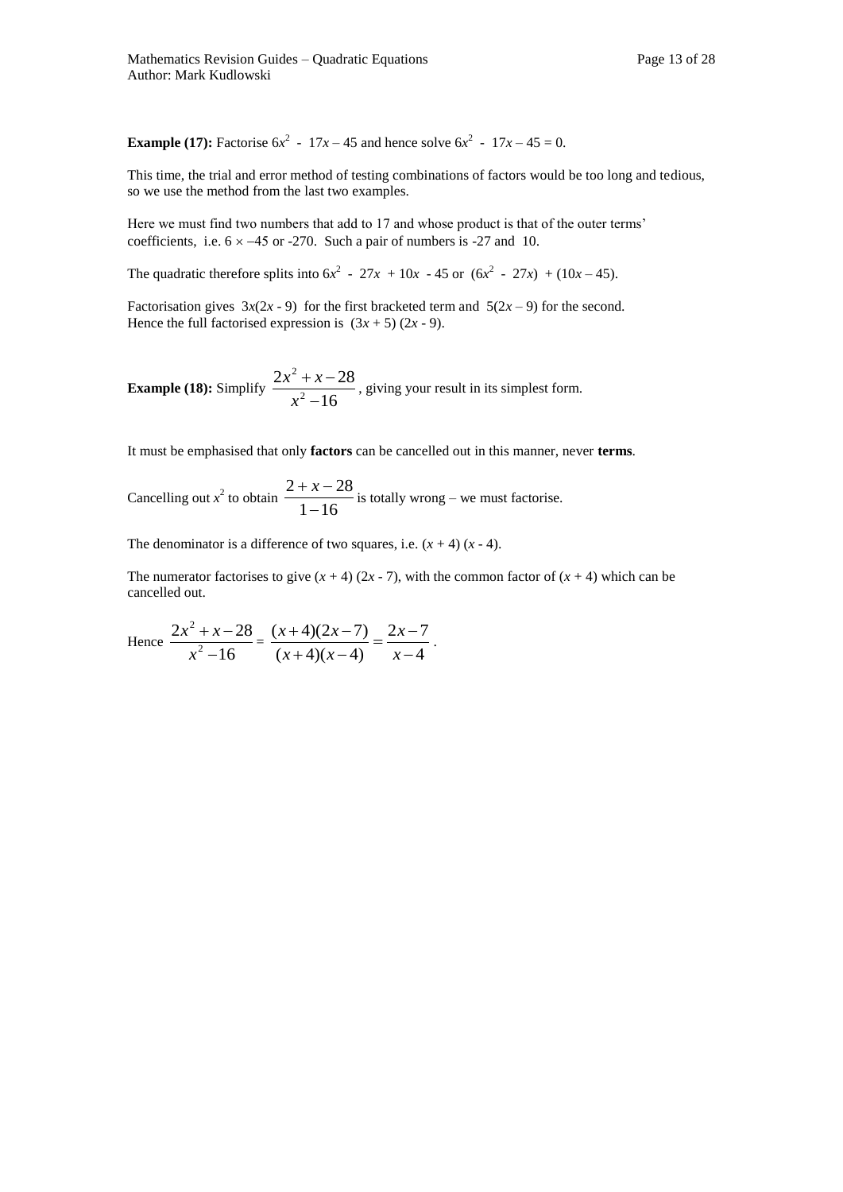**Example (17):** Factorise $6x^2 - 17x - 45$ and hence solve $6x^2 - 17x - 45 = 0$.

This time, the trial and error method of testing combinations of factors would be too long and tedious, so we use the method from the last two examples.

Here we must find two numbers that add to 17 and whose product is that of the outer terms' coefficients, i.e. $6 \times -45$ or -270. Such a pair of numbers is -27 and 10.

The quadratic therefore splits into $6x^2 - 27x + 10x - 45$ or $(6x^2 - 27x) + (10x - 45)$.

Factorisation gives $3x(2x - 9)$ for the first bracketed term and $5(2x - 9)$ for the second.
Hence the full factorised expression is $(3x + 5)(2x - 9)$.

**Example (18):** Simplify $\dfrac{2x^2 + x - 28}{x^2 - 16}$, giving your result in its simplest form.

It must be emphasised that only **factors** can be cancelled out in this manner, never **terms**.

Cancelling out $x^2$ to obtain $\dfrac{2 + x - 28}{1 - 16}$ is totally wrong – we must factorise.

The denominator is a difference of two squares, i.e. $(x + 4)(x - 4)$.

The numerator factorises to give $(x + 4)(2x - 7)$, with the common factor of $(x + 4)$ which can be cancelled out.

Hence $\dfrac{2x^2 + x - 28}{x^2 - 16} = \dfrac{(x+4)(2x-7)}{(x+4)(x-4)} = \dfrac{2x-7}{x-4}$.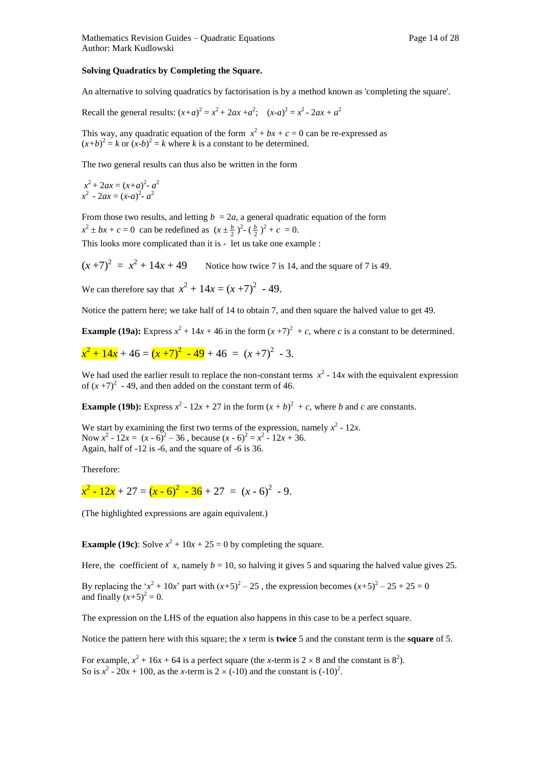**Solving Quadratics by Completing the Square.**

An alternative to solving quadratics by factorisation is by a method known as 'completing the square'.

Recall the general results: $(x+a)^2 = x^2 + 2ax + a^2$; $(x-a)^2 = x^2 - 2ax + a^2$

This way, any quadratic equation of the form $x^2 + bx + c = 0$ can be re-expressed as $(x+b)^2 = k$ or $(x-b)^2 = k$ where $k$ is a constant to be determined.

The two general results can thus also be written in the form

$x^2 + 2ax = (x+a)^2 - a^2$
$x^2 - 2ax = (x-a)^2 - a^2$

From those two results, and letting $b = 2a$, a general quadratic equation of the form $x^2 \pm bx + c = 0$ can be redefined as $(x \pm \frac{b}{2})^2 - (\frac{b}{2})^2 + c = 0$.

This looks more complicated than it is - let us take one example :

$(x+7)^2 = x^2 + 14x + 49$ Notice how twice 7 is 14, and the square of 7 is 49.

We can therefore say that $x^2 + 14x = (x+7)^2 - 49$.

Notice the pattern here; we take half of 14 to obtain 7, and then square the halved value to get 49.

**Example (19a):** Express $x^2 + 14x + 46$ in the form $(x+7)^2 + c$, where $c$ is a constant to be determined.

$$x^2 + 14x + 46 = (x+7)^2 - 49 + 46 = (x+7)^2 - 3.$$

We had used the earlier result to replace the non-constant terms $x^2 - 14x$ with the equivalent expression of $(x+7)^2 - 49$, and then added on the constant term of 46.

**Example (19b):** Express $x^2 - 12x + 27$ in the form $(x+b)^2 + c$, where $b$ and $c$ are constants.

We start by examining the first two terms of the expression, namely $x^2 - 12x$.
Now $x^2 - 12x = (x-6)^2 - 36$, because $(x-6)^2 = x^2 - 12x + 36$.
Again, half of -12 is -6, and the square of -6 is 36.

Therefore:

$$x^2 - 12x + 27 = (x-6)^2 - 36 + 27 = (x-6)^2 - 9.$$

(The highlighted expressions are again equivalent.)

**Example (19c)**: Solve $x^2 + 10x + 25 = 0$ by completing the square.

Here, the coefficient of $x$, namely $b = 10$, so halving it gives 5 and squaring the halved value gives 25.

By replacing the '$x^2 + 10x$' part with $(x+5)^2 - 25$, the expression becomes $(x+5)^2 - 25 + 25 = 0$ and finally $(x+5)^2 = 0$.

The expression on the LHS of the equation also happens in this case to be a perfect square.

Notice the pattern here with this square; the $x$ term is **twice** 5 and the constant term is the **square** of 5.

For example, $x^2 + 16x + 64$ is a perfect square (the $x$-term is $2 \times 8$ and the constant is $8^2$).
So is $x^2 - 20x + 100$, as the $x$-term is $2 \times (-10)$ and the constant is $(-10)^2$.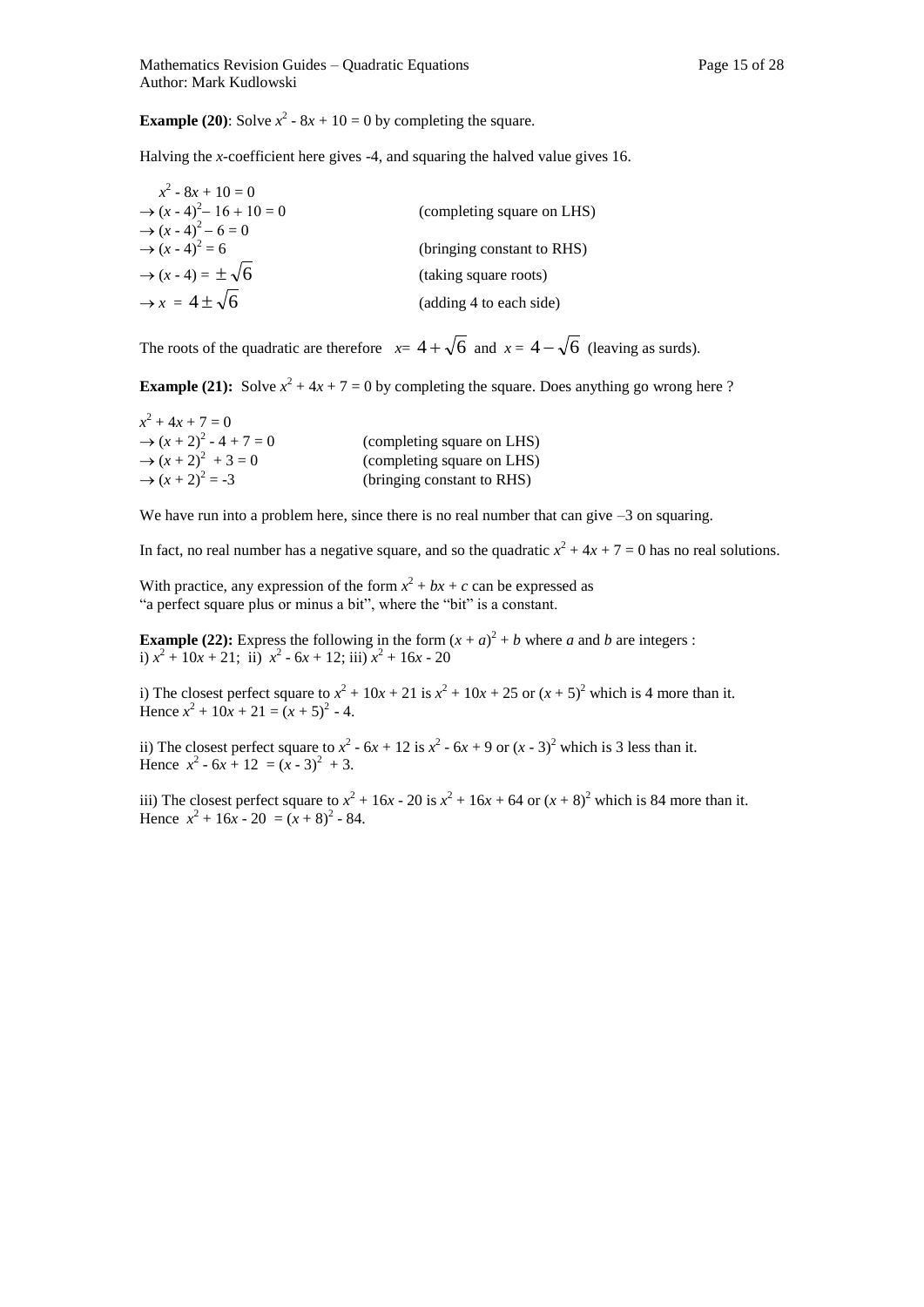**Example (20)**: Solve $x^2 - 8x + 10 = 0$ by completing the square.

Halving the $x$-coefficient here gives -4, and squaring the halved value gives 16.

| | |
|---|---|
| $x^2 - 8x + 10 = 0$ | |
| $\rightarrow (x - 4)^2 - 16 + 10 = 0$ | (completing square on LHS) |
| $\rightarrow (x - 4)^2 - 6 = 0$ | |
| $\rightarrow (x - 4)^2 = 6$ | (bringing constant to RHS) |
| $\rightarrow (x - 4) = \pm\sqrt{6}$ | (taking square roots) |
| $\rightarrow x = 4 \pm \sqrt{6}$ | (adding 4 to each side) |

The roots of the quadratic are therefore $x = 4+\sqrt{6}$ and $x = 4-\sqrt{6}$ (leaving as surds).

**Example (21):** Solve $x^2 + 4x + 7 = 0$ by completing the square. Does anything go wrong here ?

| | |
|---|---|
| $x^2 + 4x + 7 = 0$ | |
| $\rightarrow (x + 2)^2 - 4 + 7 = 0$ | (completing square on LHS) |
| $\rightarrow (x + 2)^2 + 3 = 0$ | (completing square on LHS) |
| $\rightarrow (x + 2)^2 = -3$ | (bringing constant to RHS) |

We have run into a problem here, since there is no real number that can give –3 on squaring.

In fact, no real number has a negative square, and so the quadratic $x^2 + 4x + 7 = 0$ has no real solutions.

With practice, any expression of the form $x^2 + bx + c$ can be expressed as "a perfect square plus or minus a bit", where the "bit" is a constant.

**Example (22):** Express the following in the form $(x + a)^2 + b$ where $a$ and $b$ are integers :
i) $x^2 + 10x + 21$; ii) $x^2 - 6x + 12$; iii) $x^2 + 16x - 20$

i) The closest perfect square to $x^2 + 10x + 21$ is $x^2 + 10x + 25$ or $(x + 5)^2$ which is 4 more than it.
Hence $x^2 + 10x + 21 = (x + 5)^2 - 4$.

ii) The closest perfect square to $x^2 - 6x + 12$ is $x^2 - 6x + 9$ or $(x - 3)^2$ which is 3 less than it.
Hence $x^2 - 6x + 12 = (x - 3)^2 + 3$.

iii) The closest perfect square to $x^2 + 16x - 20$ is $x^2 + 16x + 64$ or $(x + 8)^2$ which is 84 more than it.
Hence $x^2 + 16x - 20 = (x + 8)^2 - 84$.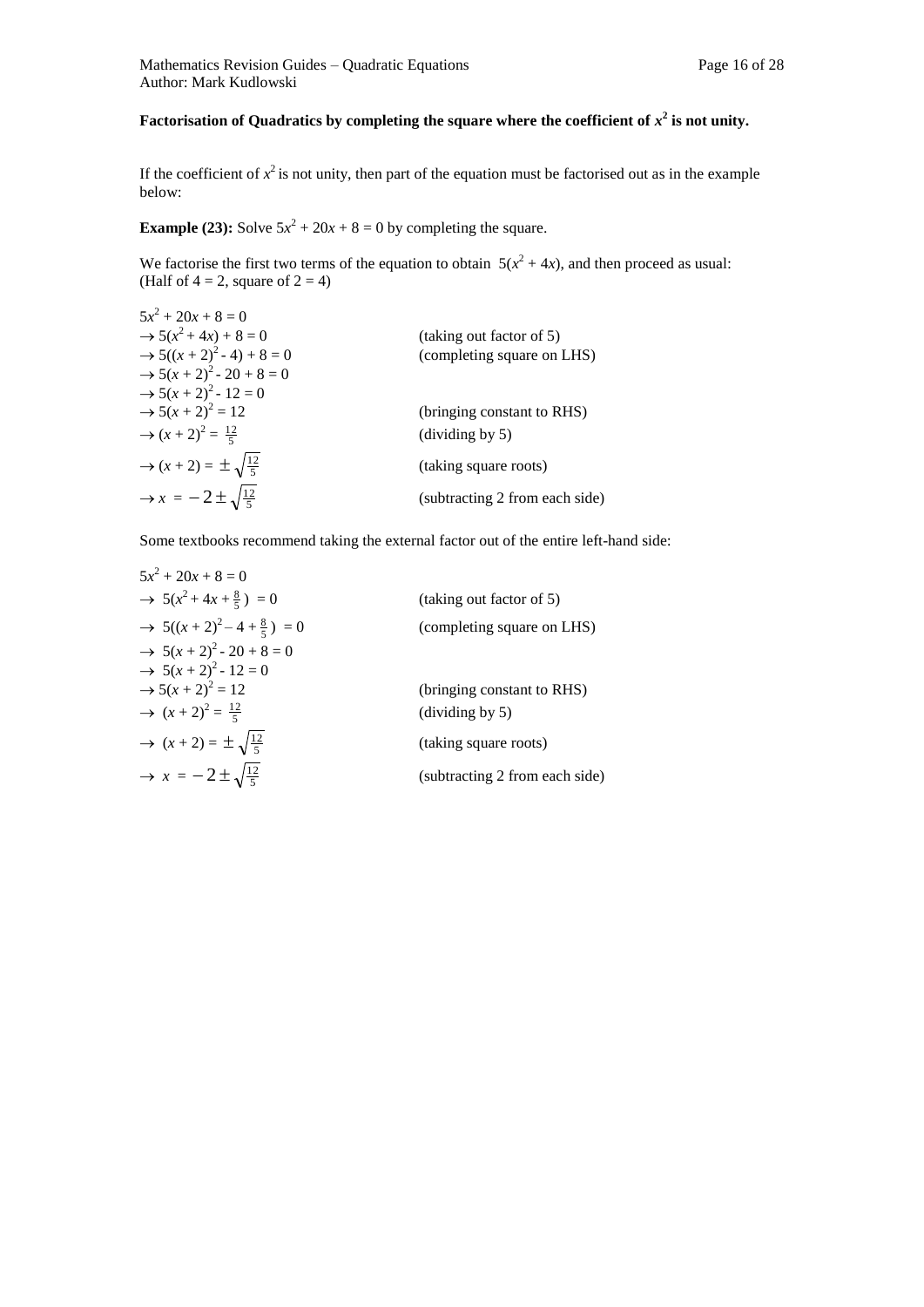**Factorisation of Quadratics by completing the square where the coefficient of $x^2$ is not unity.**

If the coefficient of $x^2$ is not unity, then part of the equation must be factorised out as in the example below:

**Example (23):** Solve $5x^2 + 20x + 8 = 0$ by completing the square.

We factorise the first two terms of the equation to obtain $5(x^2 + 4x)$, and then proceed as usual: (Half of $4 = 2$, square of $2 = 4$)

| | |
|---|---|
| $5x^2 + 20x + 8 = 0$ | |
| $\rightarrow 5(x^2 + 4x) + 8 = 0$ | (taking out factor of 5) |
| $\rightarrow 5((x + 2)^2 - 4) + 8 = 0$ | (completing square on LHS) |
| $\rightarrow 5(x + 2)^2 - 20 + 8 = 0$ | |
| $\rightarrow 5(x + 2)^2 - 12 = 0$ | |
| $\rightarrow 5(x + 2)^2 = 12$ | (bringing constant to RHS) |
| $\rightarrow (x + 2)^2 = \frac{12}{5}$ | (dividing by 5) |
| $\rightarrow (x + 2) = \pm\sqrt{\frac{12}{5}}$ | (taking square roots) |
| $\rightarrow x = -2 \pm \sqrt{\frac{12}{5}}$ | (subtracting 2 from each side) |

Some textbooks recommend taking the external factor out of the entire left-hand side:

| | |
|---|---|
| $5x^2 + 20x + 8 = 0$ | |
| $\rightarrow 5(x^2 + 4x + \frac{8}{5}) = 0$ | (taking out factor of 5) |
| $\rightarrow 5((x + 2)^2 - 4 + \frac{8}{5}) = 0$ | (completing square on LHS) |
| $\rightarrow 5(x + 2)^2 - 20 + 8 = 0$ | |
| $\rightarrow 5(x + 2)^2 - 12 = 0$ | |
| $\rightarrow 5(x + 2)^2 = 12$ | (bringing constant to RHS) |
| $\rightarrow (x + 2)^2 = \frac{12}{5}$ | (dividing by 5) |
| $\rightarrow (x + 2) = \pm\sqrt{\frac{12}{5}}$ | (taking square roots) |
| $\rightarrow x = -2 \pm \sqrt{\frac{12}{5}}$ | (subtracting 2 from each side) |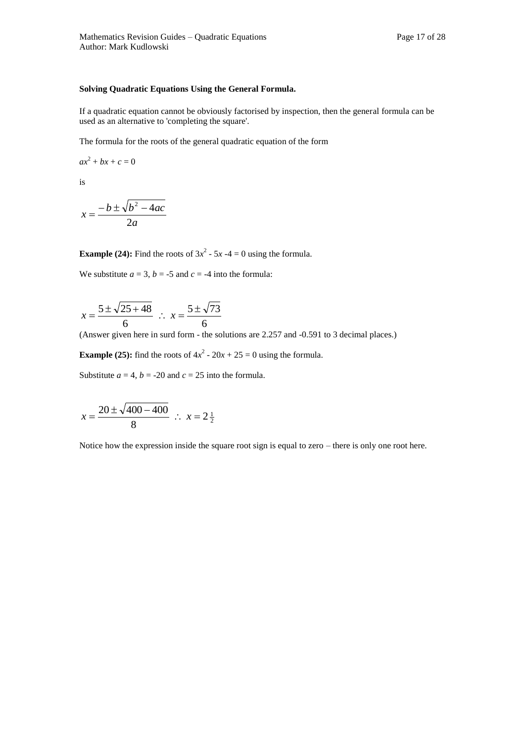**Solving Quadratic Equations Using the General Formula.**

If a quadratic equation cannot be obviously factorised by inspection, then the general formula can be used as an alternative to 'completing the square'.

The formula for the roots of the general quadratic equation of the form

$ax^2 + bx + c = 0$

is

$$x = \frac{-b \pm \sqrt{b^2 - 4ac}}{2a}$$

**Example (24):** Find the roots of $3x^2 - 5x - 4 = 0$ using the formula.

We substitute $a = 3$, $b = -5$ and $c = -4$ into the formula:

$$x = \frac{5 \pm \sqrt{25 + 48}}{6} \quad \therefore \quad x = \frac{5 \pm \sqrt{73}}{6}$$

(Answer given here in surd form - the solutions are 2.257 and -0.591 to 3 decimal places.)

**Example (25):** find the roots of $4x^2 - 20x + 25 = 0$ using the formula.

Substitute $a = 4$, $b = -20$ and $c = 25$ into the formula.

$$x = \frac{20 \pm \sqrt{400 - 400}}{8} \quad \therefore \quad x = 2\tfrac{1}{2}$$

Notice how the expression inside the square root sign is equal to zero – there is only one root here.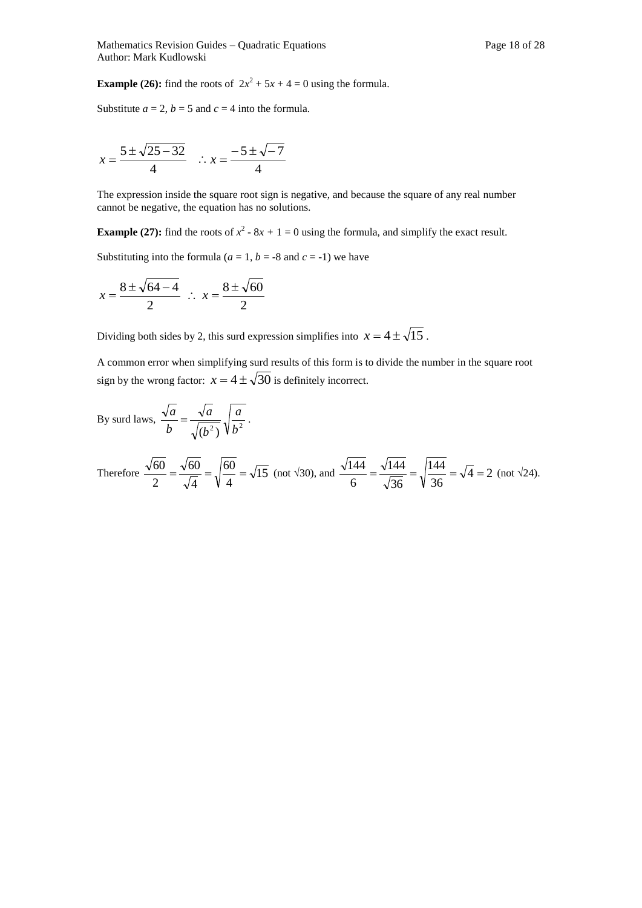**Example (26):** find the roots of $2x^2 + 5x + 4 = 0$ using the formula.

Substitute $a = 2$, $b = 5$ and $c = 4$ into the formula.

$$x = \frac{5 \pm \sqrt{25-32}}{4} \quad \therefore x = \frac{-5 \pm \sqrt{-7}}{4}$$

The expression inside the square root sign is negative, and because the square of any real number cannot be negative, the equation has no solutions.

**Example (27):** find the roots of $x^2 - 8x + 1 = 0$ using the formula, and simplify the exact result.

Substituting into the formula ($a = 1$, $b = -8$ and $c = -1$) we have

$$x = \frac{8 \pm \sqrt{64-4}}{2} \quad \therefore \quad x = \frac{8 \pm \sqrt{60}}{2}$$

Dividing both sides by 2, this surd expression simplifies into $x = 4 \pm \sqrt{15}$ .

A common error when simplifying surd results of this form is to divide the number in the square root sign by the wrong factor: $x = 4 \pm \sqrt{30}$ is definitely incorrect.

By surd laws, $\frac{\sqrt{a}}{b} = \frac{\sqrt{a}}{\sqrt{(b^2)}} \sqrt{\frac{a}{b^2}}$ .

Therefore $\frac{\sqrt{60}}{2} = \frac{\sqrt{60}}{\sqrt{4}} = \sqrt{\frac{60}{4}} = \sqrt{15}$ (not $\sqrt{30}$), and $\frac{\sqrt{144}}{6} = \frac{\sqrt{144}}{\sqrt{36}} = \sqrt{\frac{144}{36}} = \sqrt{4} = 2$ (not $\sqrt{24}$).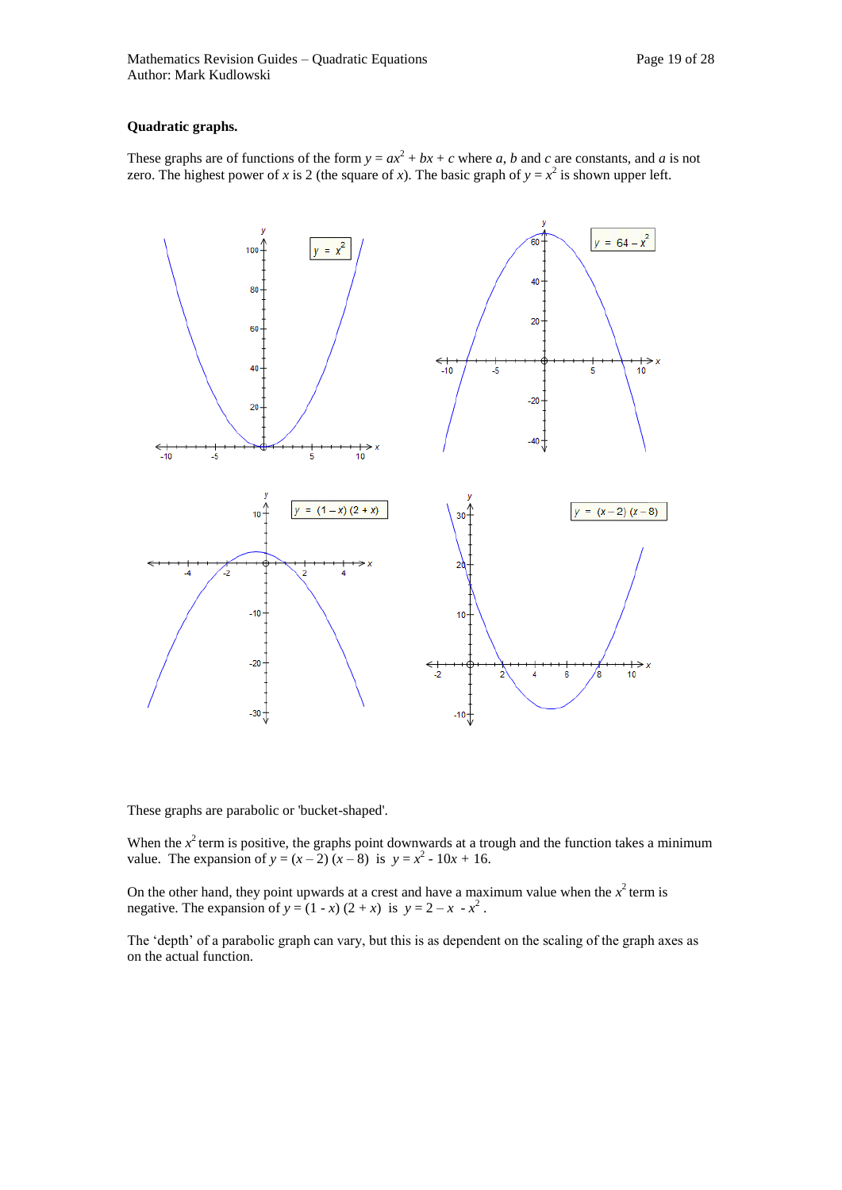**Quadratic graphs.**

These graphs are of functions of the form $y = ax^2 + bx + c$ where $a$, $b$ and $c$ are constants, and $a$ is not zero. The highest power of $x$ is 2 (the square of $x$). The basic graph of $y = x^2$ is shown upper left.

These graphs are parabolic or 'bucket-shaped'.

When the $x^2$ term is positive, the graphs point downwards at a trough and the function takes a minimum value. The expansion of $y = (x - 2)(x - 8)$ is $y = x^2 - 10x + 16$.

On the other hand, they point upwards at a crest and have a maximum value when the $x^2$ term is negative. The expansion of $y = (1 - x)(2 + x)$ is $y = 2 - x - x^2$.

The 'depth' of a parabolic graph can vary, but this is as dependent on the scaling of the graph axes as on the actual function.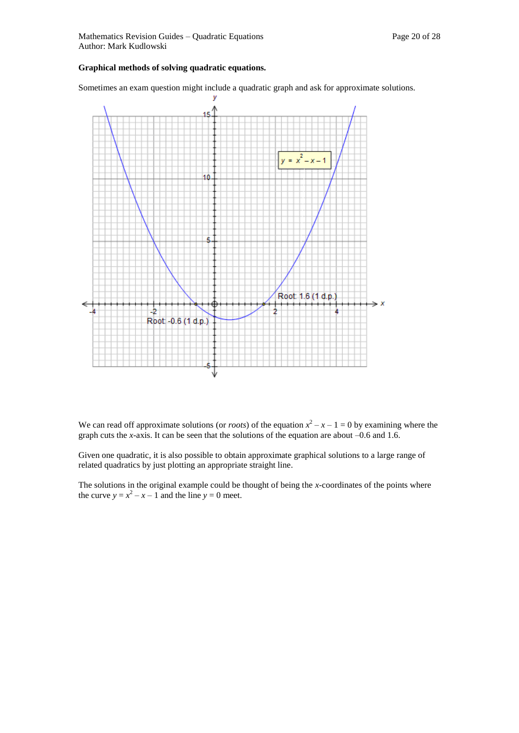**Graphical methods of solving quadratic equations.**

Sometimes an exam question might include a quadratic graph and ask for approximate solutions.

We can read off approximate solutions (or *roots*) of the equation $x^2 - x - 1 = 0$ by examining where the graph cuts the $x$-axis. It can be seen that the solutions of the equation are about $-0.6$ and $1.6$.

Given one quadratic, it is also possible to obtain approximate graphical solutions to a large range of related quadratics by just plotting an appropriate straight line.

The solutions in the original example could be thought of being the $x$-coordinates of the points where the curve $y = x^2 - x - 1$ and the line $y = 0$ meet.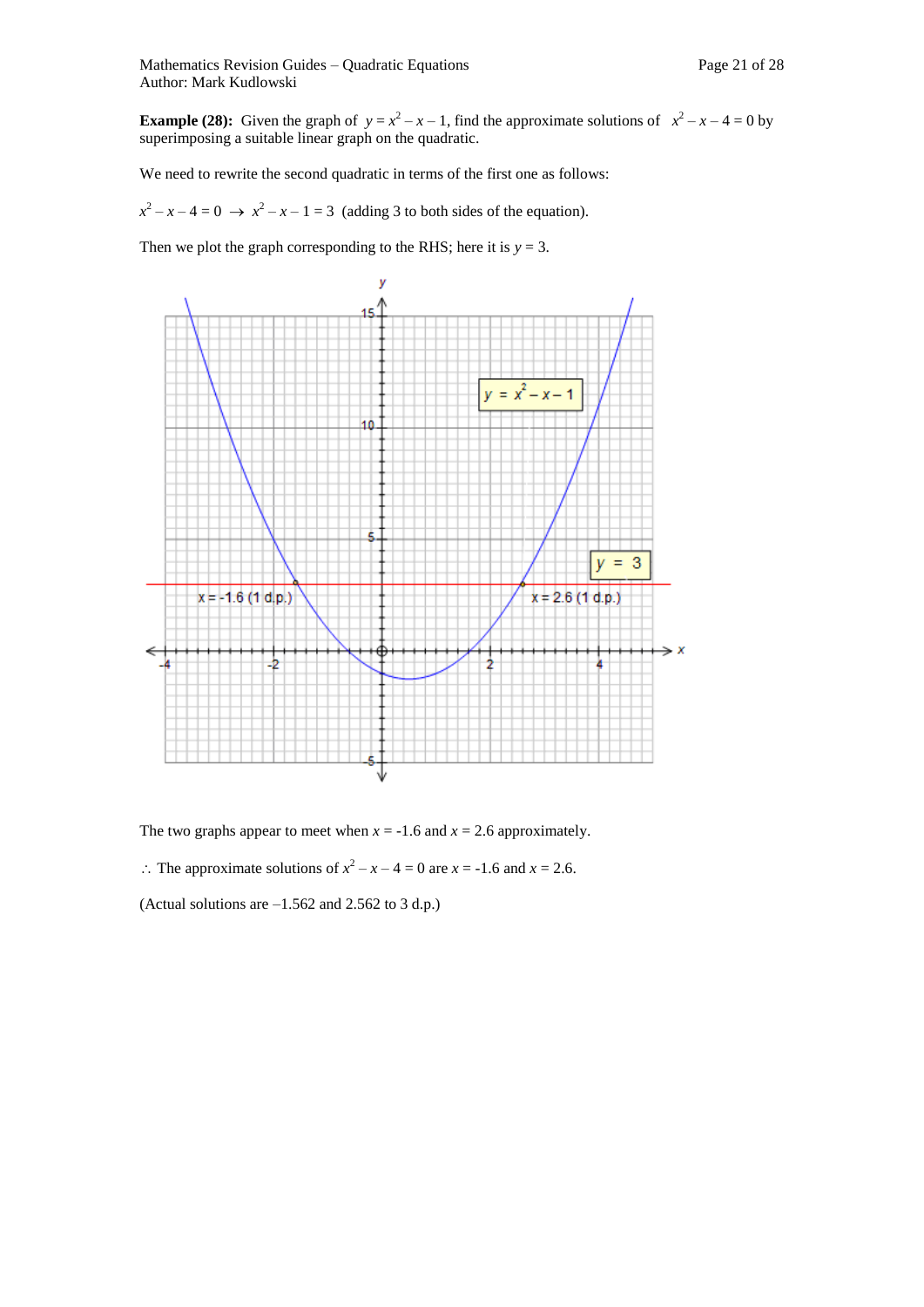**Example (28):** Given the graph of $y = x^2 - x - 1$, find the approximate solutions of $x^2 - x - 4 = 0$ by superimposing a suitable linear graph on the quadratic.

We need to rewrite the second quadratic in terms of the first one as follows:

$x^2 - x - 4 = 0 \rightarrow x^2 - x - 1 = 3$ (adding 3 to both sides of the equation).

Then we plot the graph corresponding to the RHS; here it is $y = 3$.

The two graphs appear to meet when $x = -1.6$ and $x = 2.6$ approximately.

$\therefore$ The approximate solutions of $x^2 - x - 4 = 0$ are $x = -1.6$ and $x = 2.6$.

(Actual solutions are –1.562 and 2.562 to 3 d.p.)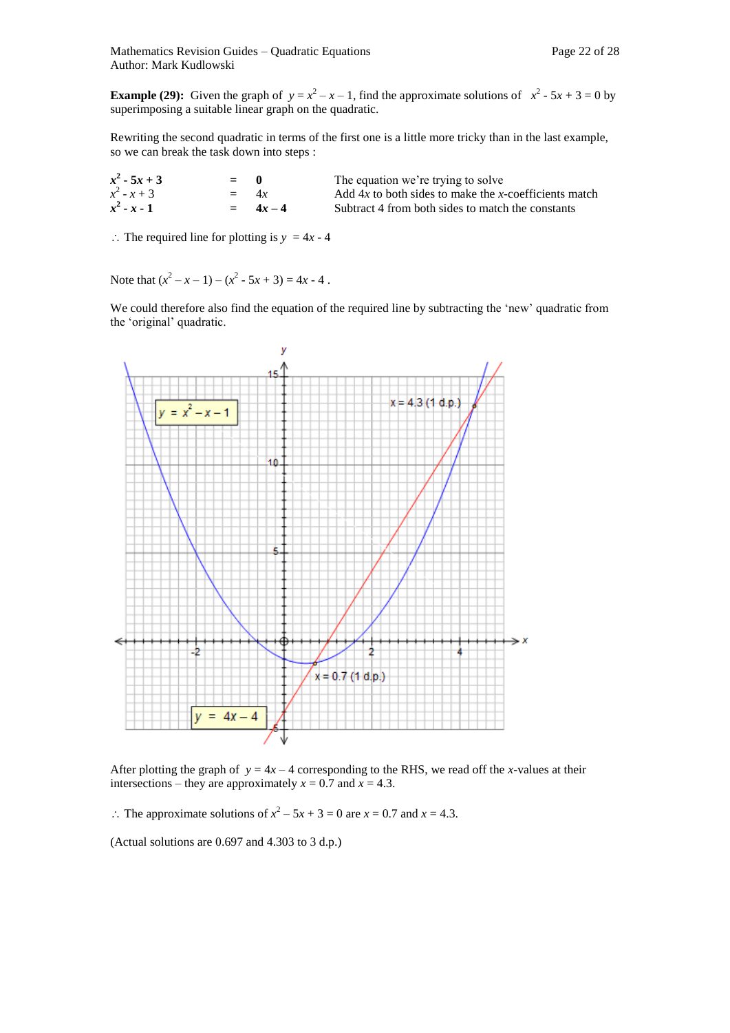**Example (29):** Given the graph of $y = x^2 - x - 1$, find the approximate solutions of $x^2 - 5x + 3 = 0$ by superimposing a suitable linear graph on the quadratic.

Rewriting the second quadratic in terms of the first one is a little more tricky than in the last example, so we can break the task down into steps :

| | | | |
|---|---|---|---|
| $\mathbf{x^2 - 5x + 3}$ | = | **0** | The equation we're trying to solve |
| $x^2 - x + 3$ | = | $4x$ | Add $4x$ to both sides to make the $x$-coefficients match |
| $\mathbf{x^2 - x - 1}$ | = | $\mathbf{4x - 4}$ | Subtract 4 from both sides to match the constants |

$\therefore$ The required line for plotting is $y = 4x - 4$

Note that $(x^2 - x - 1) - (x^2 - 5x + 3) = 4x - 4$ .

We could therefore also find the equation of the required line by subtracting the 'new' quadratic from the 'original' quadratic.

After plotting the graph of $y = 4x - 4$ corresponding to the RHS, we read off the $x$-values at their intersections – they are approximately $x = 0.7$ and $x = 4.3$.

$\therefore$ The approximate solutions of $x^2 - 5x + 3 = 0$ are $x = 0.7$ and $x = 4.3$.

(Actual solutions are 0.697 and 4.303 to 3 d.p.)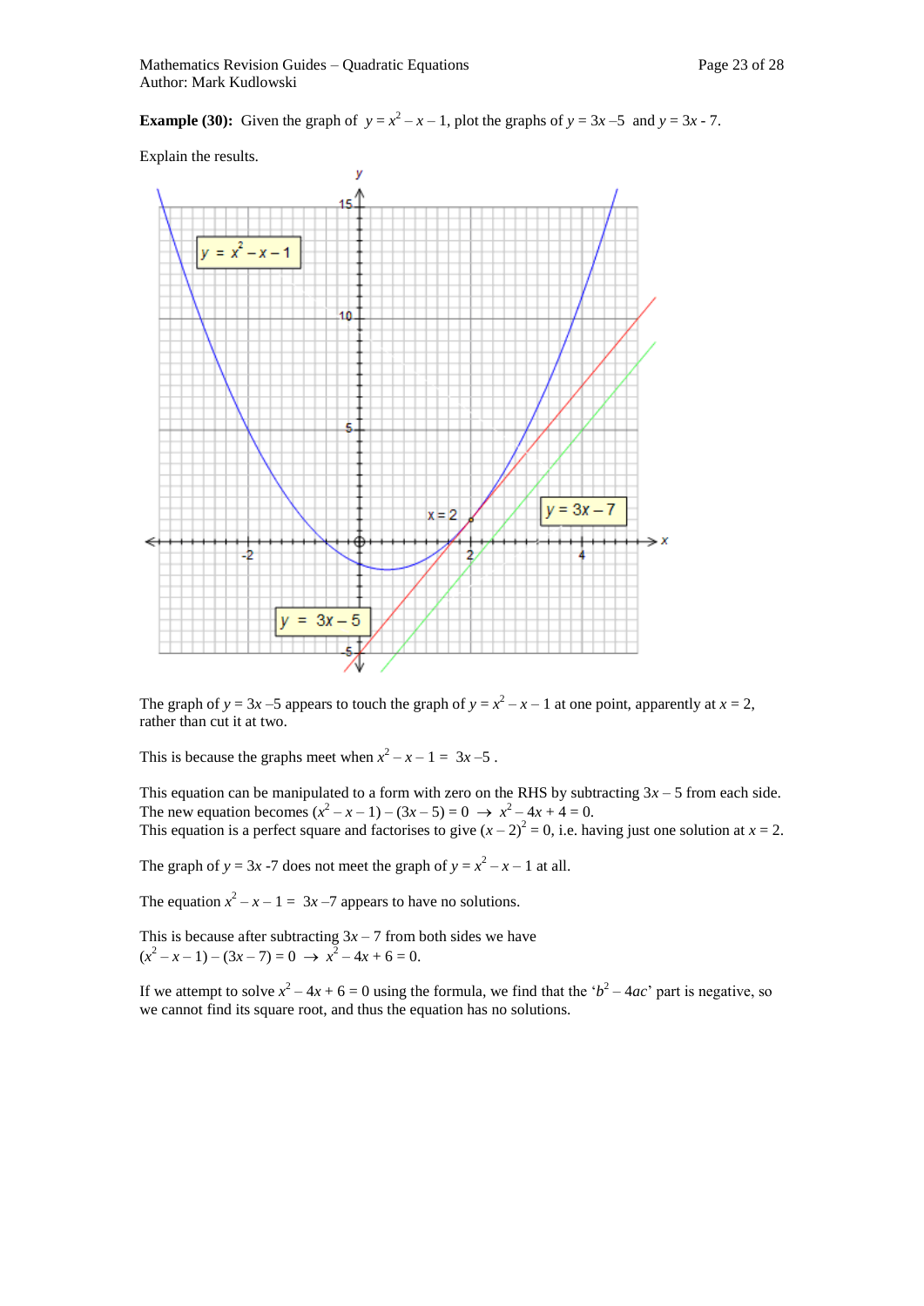**Example (30):** Given the graph of $y = x^2 - x - 1$, plot the graphs of $y = 3x - 5$ and $y = 3x - 7$.

Explain the results.

The graph of $y = 3x - 5$ appears to touch the graph of $y = x^2 - x - 1$ at one point, apparently at $x = 2$, rather than cut it at two.

This is because the graphs meet when $x^2 - x - 1 = 3x - 5$ .

This equation can be manipulated to a form with zero on the RHS by subtracting $3x - 5$ from each side. The new equation becomes $(x^2 - x - 1) - (3x - 5) = 0 \rightarrow x^2 - 4x + 4 = 0$.
This equation is a perfect square and factorises to give $(x - 2)^2 = 0$, i.e. having just one solution at $x = 2$.

The graph of $y = 3x - 7$ does not meet the graph of $y = x^2 - x - 1$ at all.

The equation $x^2 - x - 1 = 3x - 7$ appears to have no solutions.

This is because after subtracting $3x - 7$ from both sides we have
$(x^2 - x - 1) - (3x - 7) = 0 \rightarrow x^2 - 4x + 6 = 0$.

If we attempt to solve $x^2 - 4x + 6 = 0$ using the formula, we find that the '$b^2 - 4ac$' part is negative, so we cannot find its square root, and thus the equation has no solutions.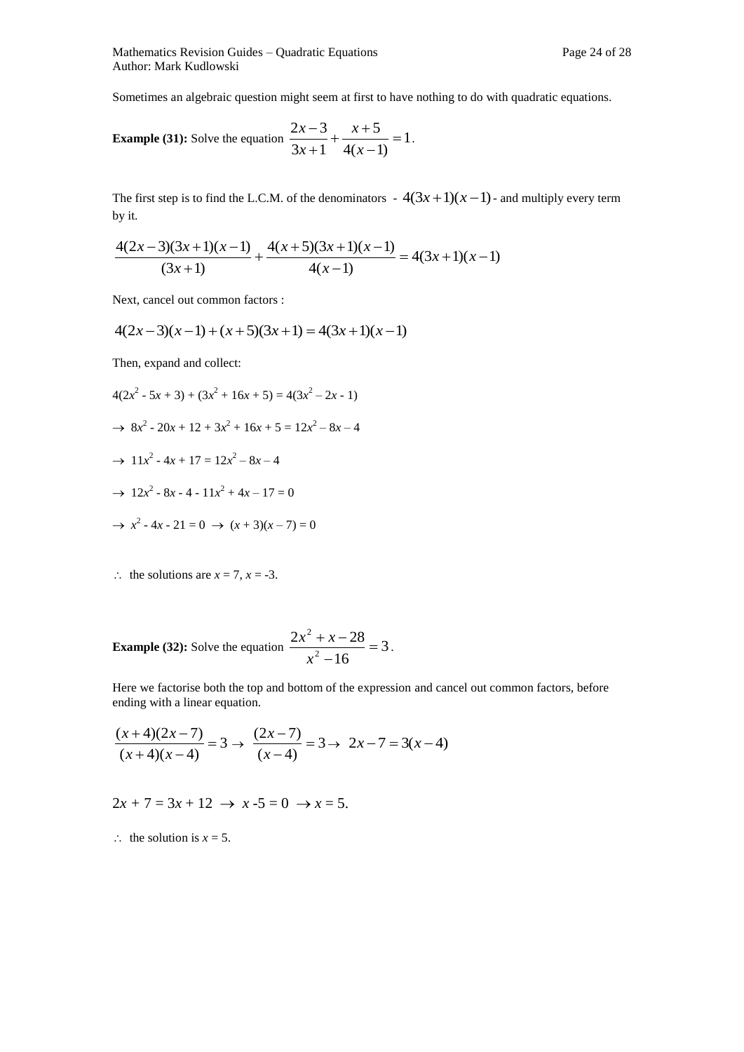Sometimes an algebraic question might seem at first to have nothing to do with quadratic equations.

**Example (31):** Solve the equation $\frac{2x-3}{3x+1}+\frac{x+5}{4(x-1)}=1$.

The first step is to find the L.C.M. of the denominators - $4(3x+1)(x-1)$ - and multiply every term by it.

$$\frac{4(2x-3)(3x+1)(x-1)}{(3x+1)}+\frac{4(x+5)(3x+1)(x-1)}{4(x-1)}=4(3x+1)(x-1)$$

Next, cancel out common factors :

$$4(2x-3)(x-1)+(x+5)(3x+1)=4(3x+1)(x-1)$$

Then, expand and collect:

$4(2x^2 - 5x + 3) + (3x^2 + 16x + 5) = 4(3x^2 – 2x - 1)$

$\rightarrow\ 8x^2 - 20x + 12 + 3x^2 + 16x + 5 = 12x^2 – 8x – 4$

$\rightarrow\ 11x^2 - 4x + 17 = 12x^2 – 8x – 4$

$\rightarrow\ 12x^2 - 8x - 4 - 11x^2 + 4x – 17 = 0$

$\rightarrow\ x^2 - 4x - 21 = 0\ \rightarrow\ (x + 3)(x – 7) = 0$

$\therefore$ the solutions are $x = 7$, $x = -3$.

**Example (32):** Solve the equation $\frac{2x^2+x-28}{x^2-16}=3$.

Here we factorise both the top and bottom of the expression and cancel out common factors, before ending with a linear equation.

$$\frac{(x+4)(2x-7)}{(x+4)(x-4)}=3\rightarrow\ \frac{(2x-7)}{(x-4)}=3\rightarrow\ 2x-7=3(x-4)$$

$2x + 7 = 3x + 12\ \rightarrow\ x -5 = 0\ \rightarrow x = 5.$

$\therefore$ the solution is $x = 5$.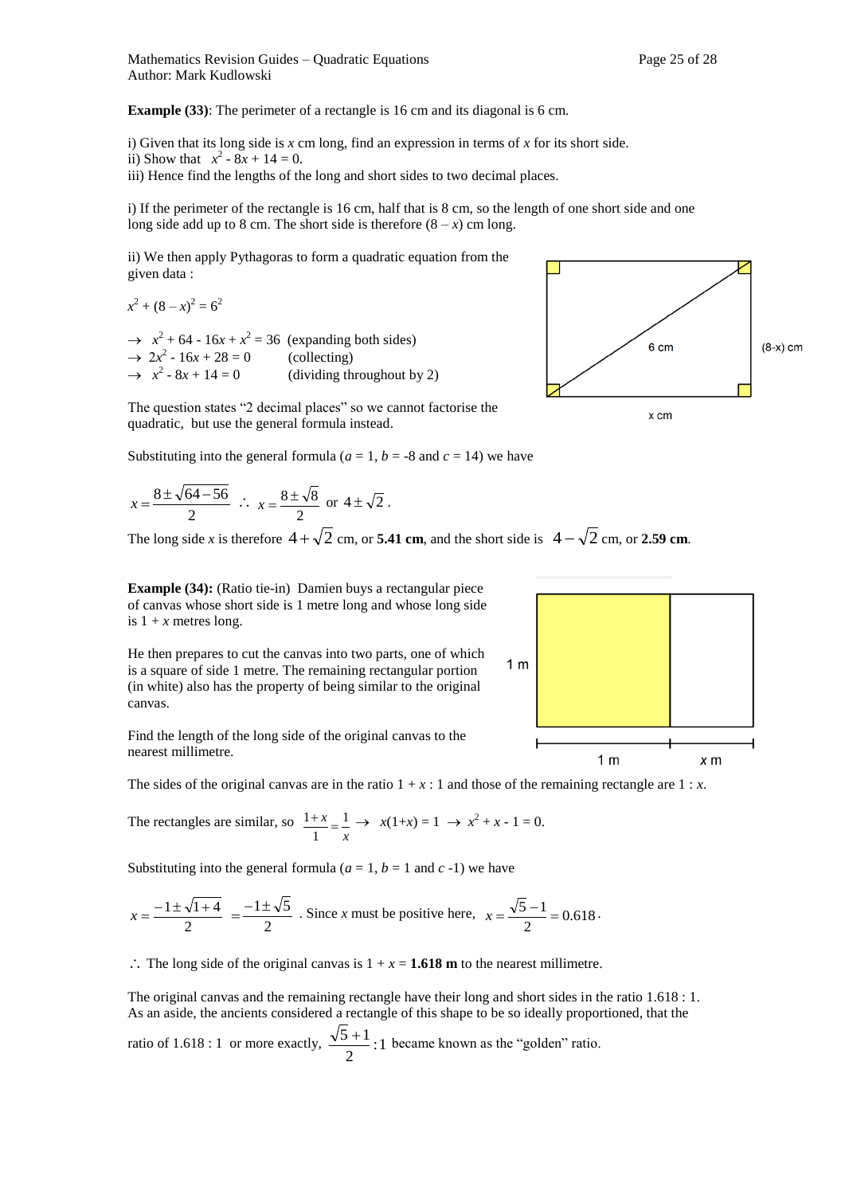**Example (33)**: The perimeter of a rectangle is 16 cm and its diagonal is 6 cm.

i) Given that its long side is $x$ cm long, find an expression in terms of $x$ for its short side.
ii) Show that $x^2 - 8x + 14 = 0$.
iii) Hence find the lengths of the long and short sides to two decimal places.

i) If the perimeter of the rectangle is 16 cm, half that is 8 cm, so the length of one short side and one long side add up to 8 cm. The short side is therefore $(8 - x)$ cm long.

ii) We then apply Pythagoras to form a quadratic equation from the given data :

$x^2 + (8 - x)^2 = 6^2$

$\rightarrow$ $x^2 + 64 - 16x + x^2 = 36$ (expanding both sides)
$\rightarrow$ $2x^2 - 16x + 28 = 0$ (collecting)
$\rightarrow$ $x^2 - 8x + 14 = 0$ (dividing throughout by 2)

The question states "2 decimal places" so we cannot factorise the quadratic, but use the general formula instead.

Substituting into the general formula ($a = 1$, $b = -8$ and $c = 14$) we have

$$x = \frac{8 \pm \sqrt{64 - 56}}{2} \quad \therefore \quad x = \frac{8 \pm \sqrt{8}}{2} \text{ or } 4 \pm \sqrt{2}.$$

The long side $x$ is therefore $4 + \sqrt{2}$ cm, or **5.41 cm**, and the short side is $4 - \sqrt{2}$ cm, or **2.59 cm**.

**Example (34):** (Ratio tie-in) Damien buys a rectangular piece of canvas whose short side is 1 metre long and whose long side is $1 + x$ metres long.

He then prepares to cut the canvas into two parts, one of which is a square of side 1 metre. The remaining rectangular portion (in white) also has the property of being similar to the original canvas.

Find the length of the long side of the original canvas to the nearest millimetre.

The sides of the original canvas are in the ratio $1 + x : 1$ and those of the remaining rectangle are $1 : x$.

The rectangles are similar, so $\frac{1+x}{1} = \frac{1}{x} \rightarrow x(1+x) = 1 \rightarrow x^2 + x - 1 = 0$.

Substituting into the general formula ($a = 1$, $b = 1$ and $c$ -1) we have

$$x = \frac{-1 \pm \sqrt{1+4}}{2} = \frac{-1 \pm \sqrt{5}}{2}$$. Since $x$ must be positive here, $x = \frac{\sqrt{5} - 1}{2} = 0.618$.

$\therefore$ The long side of the original canvas is $1 + x =$ **1.618 m** to the nearest millimetre.

The original canvas and the remaining rectangle have their long and short sides in the ratio 1.618 : 1. As an aside, the ancients considered a rectangle of this shape to be so ideally proportioned, that the ratio of 1.618 : 1 or more exactly, $\frac{\sqrt{5}+1}{2} : 1$ became known as the "golden" ratio.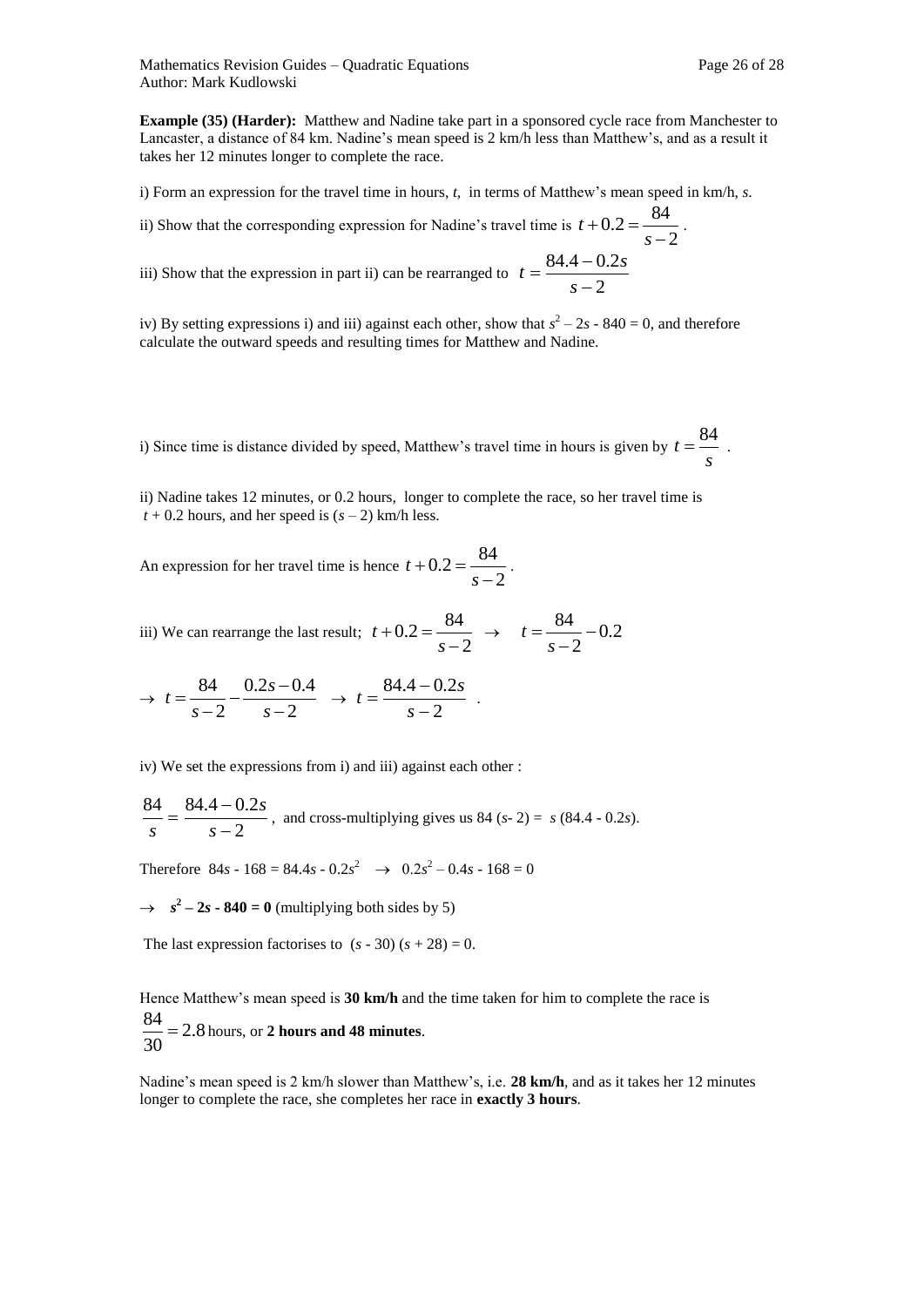**Example (35) (Harder):** Matthew and Nadine take part in a sponsored cycle race from Manchester to Lancaster, a distance of 84 km. Nadine's mean speed is 2 km/h less than Matthew's, and as a result it takes her 12 minutes longer to complete the race.

i) Form an expression for the travel time in hours, $t$, in terms of Matthew's mean speed in km/h, $s$.

ii) Show that the corresponding expression for Nadine's travel time is $t + 0.2 = \frac{84}{s-2}$.

iii) Show that the expression in part ii) can be rearranged to $t = \frac{84.4 - 0.2s}{s-2}$

iv) By setting expressions i) and iii) against each other, show that $s^2 - 2s - 840 = 0$, and therefore calculate the outward speeds and resulting times for Matthew and Nadine.

i) Since time is distance divided by speed, Matthew's travel time in hours is given by $t = \frac{84}{s}$.

ii) Nadine takes 12 minutes, or 0.2 hours, longer to complete the race, so her travel time is $t + 0.2$ hours, and her speed is $(s - 2)$ km/h less.

An expression for her travel time is hence $t + 0.2 = \frac{84}{s-2}$.

iii) We can rearrange the last result; $t + 0.2 = \frac{84}{s-2} \rightarrow \quad t = \frac{84}{s-2} - 0.2$

$\rightarrow \; t = \frac{84}{s-2} - \frac{0.2s - 0.4}{s-2} \;\; \rightarrow \; t = \frac{84.4 - 0.2s}{s-2}$ .

iv) We set the expressions from i) and iii) against each other :

$\frac{84}{s} = \frac{84.4 - 0.2s}{s-2}$, and cross-multiplying gives us $84(s - 2) = s(84.4 - 0.2s)$.

Therefore $84s - 168 = 84.4s - 0.2s^2 \;\; \rightarrow \;\; 0.2s^2 - 0.4s - 168 = 0$

$\rightarrow$ $\mathbf{s^2 - 2s - 840 = 0}$ (multiplying both sides by 5)

The last expression factorises to $(s - 30)(s + 28) = 0$.

Hence Matthew's mean speed is **30 km/h** and the time taken for him to complete the race is $\frac{84}{30} = 2.8$ hours, or **2 hours and 48 minutes**.

Nadine's mean speed is 2 km/h slower than Matthew's, i.e. **28 km/h**, and as it takes her 12 minutes longer to complete the race, she completes her race in **exactly 3 hours**.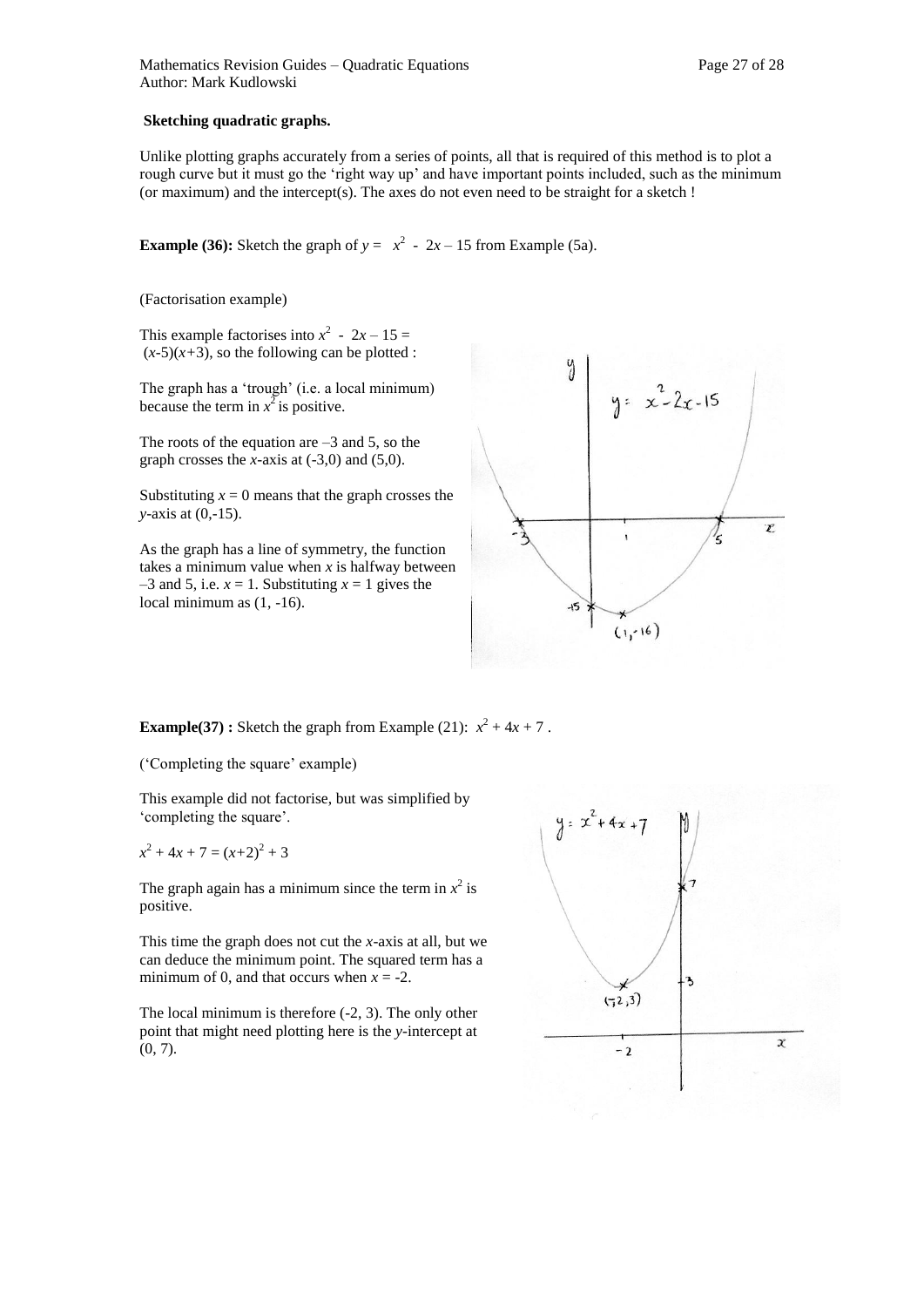**Sketching quadratic graphs.**

Unlike plotting graphs accurately from a series of points, all that is required of this method is to plot a rough curve but it must go the 'right way up' and have important points included, such as the minimum (or maximum) and the intercept(s). The axes do not even need to be straight for a sketch !

**Example (36):** Sketch the graph of $y = x^2 - 2x - 15$ from Example (5a).

(Factorisation example)

This example factorises into $x^2 - 2x - 15 = (x-5)(x+3)$, so the following can be plotted :

The graph has a 'trough' (i.e. a local minimum) because the term in $x^2$ is positive.

The roots of the equation are $-3$ and 5, so the graph crosses the $x$-axis at (-3,0) and (5,0).

Substituting $x = 0$ means that the graph crosses the $y$-axis at (0,-15).

As the graph has a line of symmetry, the function takes a minimum value when $x$ is halfway between $-3$ and 5, i.e. $x = 1$. Substituting $x = 1$ gives the local minimum as (1, -16).

**Example(37) :** Sketch the graph from Example (21): $x^2 + 4x + 7$ .

('Completing the square' example)

This example did not factorise, but was simplified by 'completing the square'.

$x^2 + 4x + 7 = (x+2)^2 + 3$

The graph again has a minimum since the term in $x^2$ is positive.

This time the graph does not cut the $x$-axis at all, but we can deduce the minimum point. The squared term has a minimum of 0, and that occurs when $x = -2$.

The local minimum is therefore (-2, 3). The only other point that might need plotting here is the $y$-intercept at (0, 7).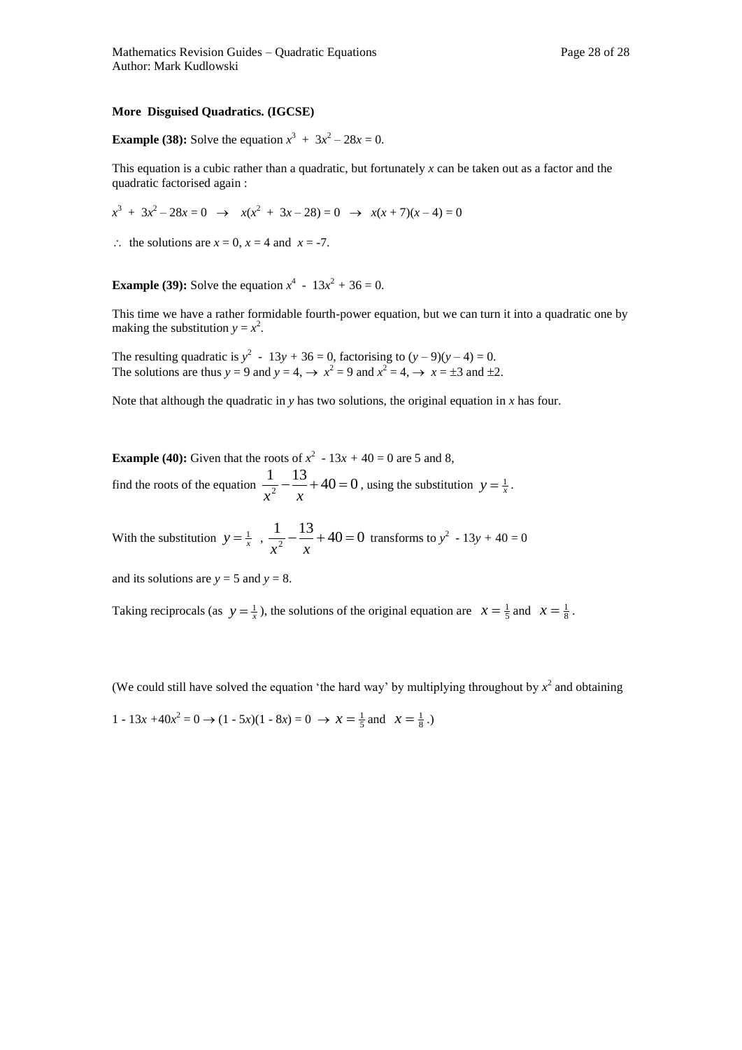**More Disguised Quadratics. (IGCSE)**

**Example (38):** Solve the equation $x^3 + 3x^2 - 28x = 0$.

This equation is a cubic rather than a quadratic, but fortunately $x$ can be taken out as a factor and the quadratic factorised again :

$x^3 + 3x^2 - 28x = 0 \rightarrow x(x^2 + 3x - 28) = 0 \rightarrow x(x + 7)(x - 4) = 0$

$\therefore$ the solutions are $x = 0$, $x = 4$ and $x = -7$.

**Example (39):** Solve the equation $x^4 - 13x^2 + 36 = 0$.

This time we have a rather formidable fourth-power equation, but we can turn it into a quadratic one by making the substitution $y = x^2$.

The resulting quadratic is $y^2 - 13y + 36 = 0$, factorising to $(y - 9)(y - 4) = 0$.
The solutions are thus $y = 9$ and $y = 4$, $\rightarrow x^2 = 9$ and $x^2 = 4$, $\rightarrow x = \pm 3$ and $\pm 2$.

Note that although the quadratic in $y$ has two solutions, the original equation in $x$ has four.

**Example (40):** Given that the roots of $x^2 - 13x + 40 = 0$ are 5 and 8,
find the roots of the equation $\frac{1}{x^2} - \frac{13}{x} + 40 = 0$, using the substitution $y = \frac{1}{x}$.

With the substitution $y = \frac{1}{x}$, $\frac{1}{x^2} - \frac{13}{x} + 40 = 0$ transforms to $y^2 - 13y + 40 = 0$

and its solutions are $y = 5$ and $y = 8$.

Taking reciprocals (as $y = \frac{1}{x}$), the solutions of the original equation are $x = \frac{1}{5}$ and $x = \frac{1}{8}$.

(We could still have solved the equation 'the hard way' by multiplying throughout by $x^2$ and obtaining

$1 - 13x + 40x^2 = 0 \rightarrow (1 - 5x)(1 - 8x) = 0 \rightarrow x = \frac{1}{5}$ and $x = \frac{1}{8}$.)